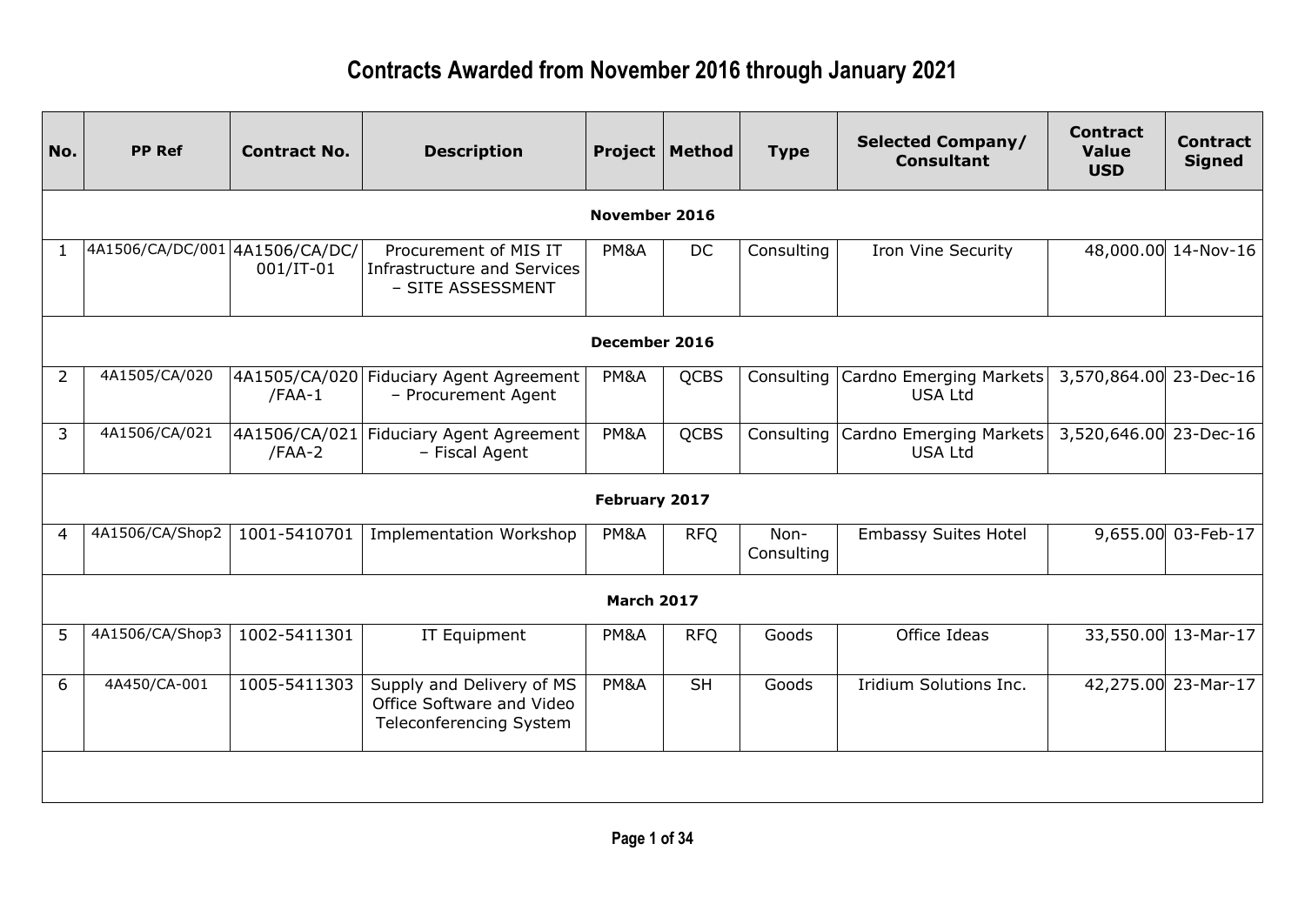# Contracts Awarded from November 2016 through January 2021

| No. | PP Ref | Contract No. | Description | Project | Method | Type | Selected Company/ Consultant | Contract Value USD | Contract Signed |
|---|---|---|---|---|---|---|---|---|---|
| **November 2016** | | | | | | | | | |
| 1 | 4A1506/CA/DC/001 | 4A1506/CA/DC/001/IT-01 | Procurement of MIS IT Infrastructure and Services – SITE ASSESSMENT | PM&A | DC | Consulting | Iron Vine Security | 48,000.00 | 14-Nov-16 |
| **December 2016** | | | | | | | | | |
| 2 | 4A1505/CA/020 | 4A1505/CA/020/FAA-1 | Fiduciary Agent Agreement – Procurement Agent | PM&A | QCBS | Consulting | Cardno Emerging Markets USA Ltd | 3,570,864.00 | 23-Dec-16 |
| 3 | 4A1506/CA/021 | 4A1506/CA/021/FAA-2 | Fiduciary Agent Agreement – Fiscal Agent | PM&A | QCBS | Consulting | Cardno Emerging Markets USA Ltd | 3,520,646.00 | 23-Dec-16 |
| **February 2017** | | | | | | | | | |
| 4 | 4A1506/CA/Shop2 | 1001-5410701 | Implementation Workshop | PM&A | RFQ | Non-Consulting | Embassy Suites Hotel | 9,655.00 | 03-Feb-17 |
| **March 2017** | | | | | | | | | |
| 5 | 4A1506/CA/Shop3 | 1002-5411301 | IT Equipment | PM&A | RFQ | Goods | Office Ideas | 33,550.00 | 13-Mar-17 |
| 6 | 4A450/CA-001 | 1005-5411303 | Supply and Delivery of MS Office Software and Video Teleconferencing System | PM&A | SH | Goods | Iridium Solutions Inc. | 42,275.00 | 23-Mar-17 |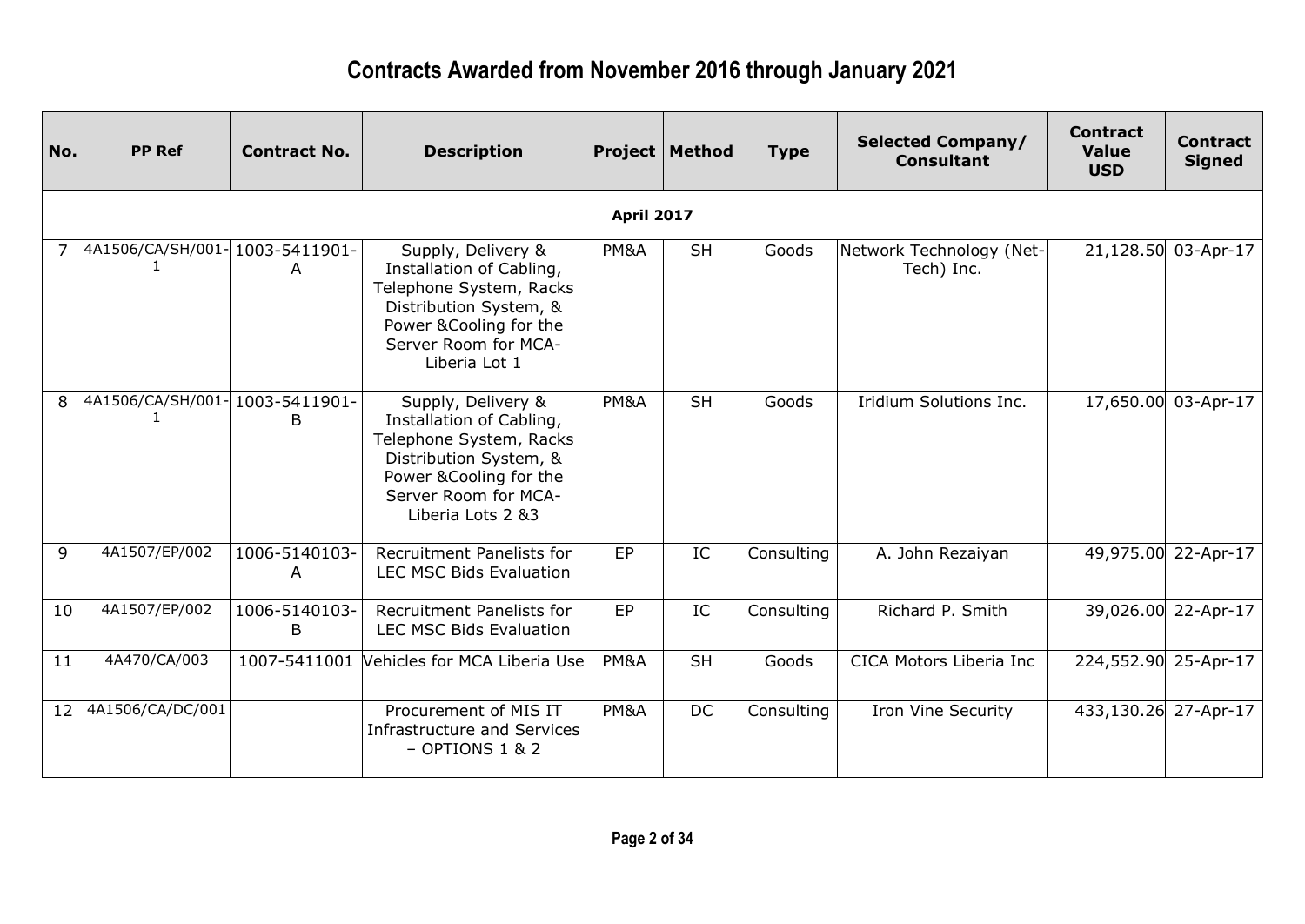# Contracts Awarded from November 2016 through January 2021

| No. | PP Ref | Contract No. | Description | Project | Method | Type | Selected Company/ Consultant | Contract Value USD | Contract Signed |
|---|---|---|---|---|---|---|---|---|---|
| | | | | **April 2017** | | | | | |
| 7 | 4A1506/CA/SH/001-1 | 1003-5411901-A | Supply, Delivery & Installation of Cabling, Telephone System, Racks Distribution System, & Power &Cooling for the Server Room for MCA-Liberia Lot 1 | PM&A | SH | Goods | Network Technology (Net-Tech) Inc. | 21,128.50 | 03-Apr-17 |
| 8 | 4A1506/CA/SH/001-1 | 1003-5411901-B | Supply, Delivery & Installation of Cabling, Telephone System, Racks Distribution System, & Power &Cooling for the Server Room for MCA-Liberia Lots 2 &3 | PM&A | SH | Goods | Iridium Solutions Inc. | 17,650.00 | 03-Apr-17 |
| 9 | 4A1507/EP/002 | 1006-5140103-A | Recruitment Panelists for LEC MSC Bids Evaluation | EP | IC | Consulting | A. John Rezaiyan | 49,975.00 | 22-Apr-17 |
| 10 | 4A1507/EP/002 | 1006-5140103-B | Recruitment Panelists for LEC MSC Bids Evaluation | EP | IC | Consulting | Richard P. Smith | 39,026.00 | 22-Apr-17 |
| 11 | 4A470/CA/003 | 1007-5411001 | Vehicles for MCA Liberia Use | PM&A | SH | Goods | CICA Motors Liberia Inc | 224,552.90 | 25-Apr-17 |
| 12 | 4A1506/CA/DC/001 | | Procurement of MIS IT Infrastructure and Services – OPTIONS 1 & 2 | PM&A | DC | Consulting | Iron Vine Security | 433,130.26 | 27-Apr-17 |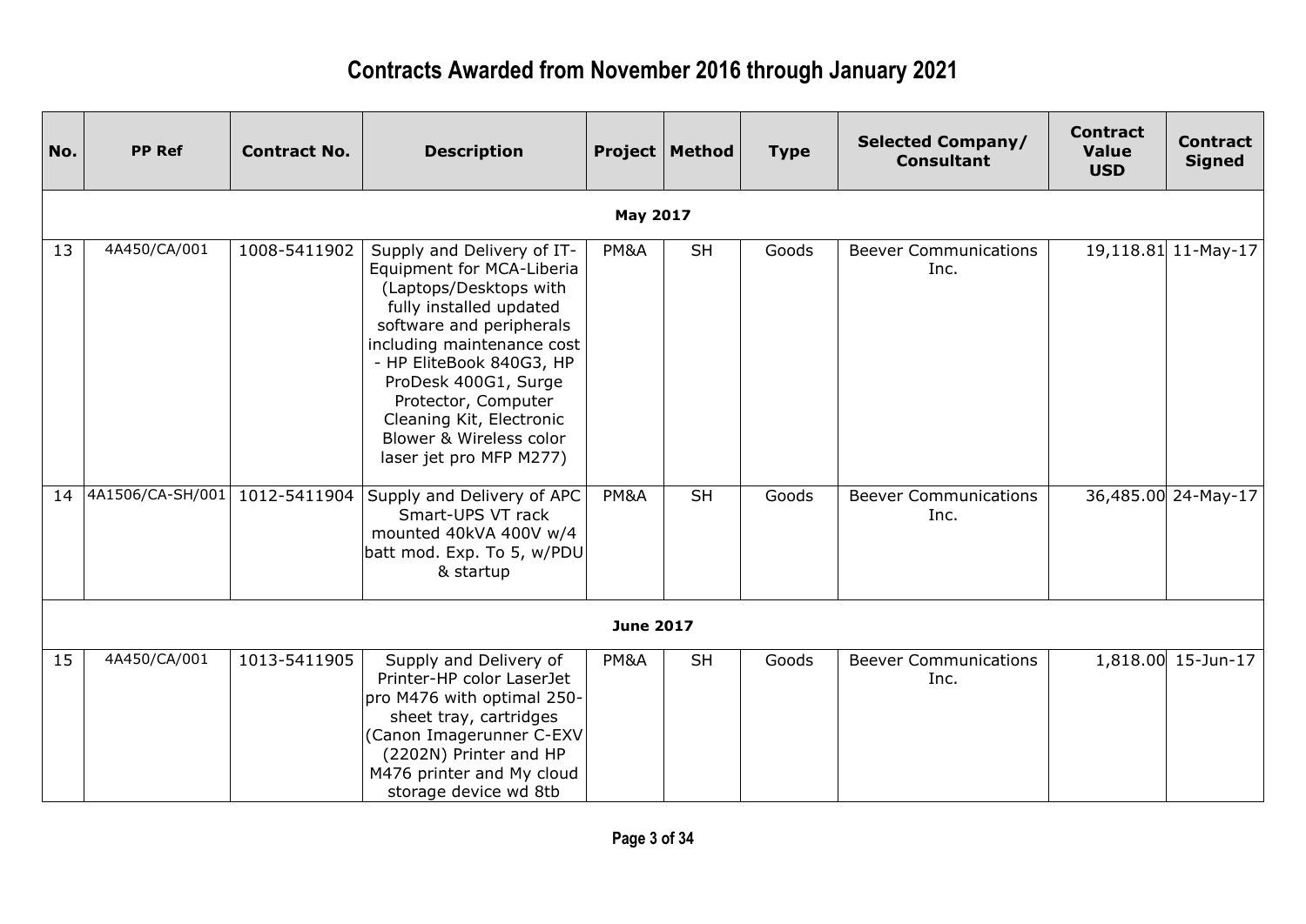# Contracts Awarded from November 2016 through January 2021

| No. | PP Ref | Contract No. | Description | Project | Method | Type | Selected Company/ Consultant | Contract Value USD | Contract Signed |
|---|---|---|---|---|---|---|---|---|---|
| **May 2017** | | | | | | | | | |
| 13 | 4A450/CA/001 | 1008-5411902 | Supply and Delivery of IT-Equipment for MCA-Liberia (Laptops/Desktops with fully installed updated software and peripherals including maintenance cost - HP EliteBook 840G3, HP ProDesk 400G1, Surge Protector, Computer Cleaning Kit, Electronic Blower & Wireless color laser jet pro MFP M277) | PM&A | SH | Goods | Beever Communications Inc. | 19,118.81 | 11-May-17 |
| 14 | 4A1506/CA-SH/001 | 1012-5411904 | Supply and Delivery of APC Smart-UPS VT rack mounted 40kVA 400V w/4 batt mod. Exp. To 5, w/PDU & startup | PM&A | SH | Goods | Beever Communications Inc. | 36,485.00 | 24-May-17 |
| **June 2017** | | | | | | | | | |
| 15 | 4A450/CA/001 | 1013-5411905 | Supply and Delivery of Printer-HP color LaserJet pro M476 with optimal 250-sheet tray, cartridges (Canon Imagerunner C-EXV (2202N) Printer and HP M476 printer and My cloud storage device wd 8tb | PM&A | SH | Goods | Beever Communications Inc. | 1,818.00 | 15-Jun-17 |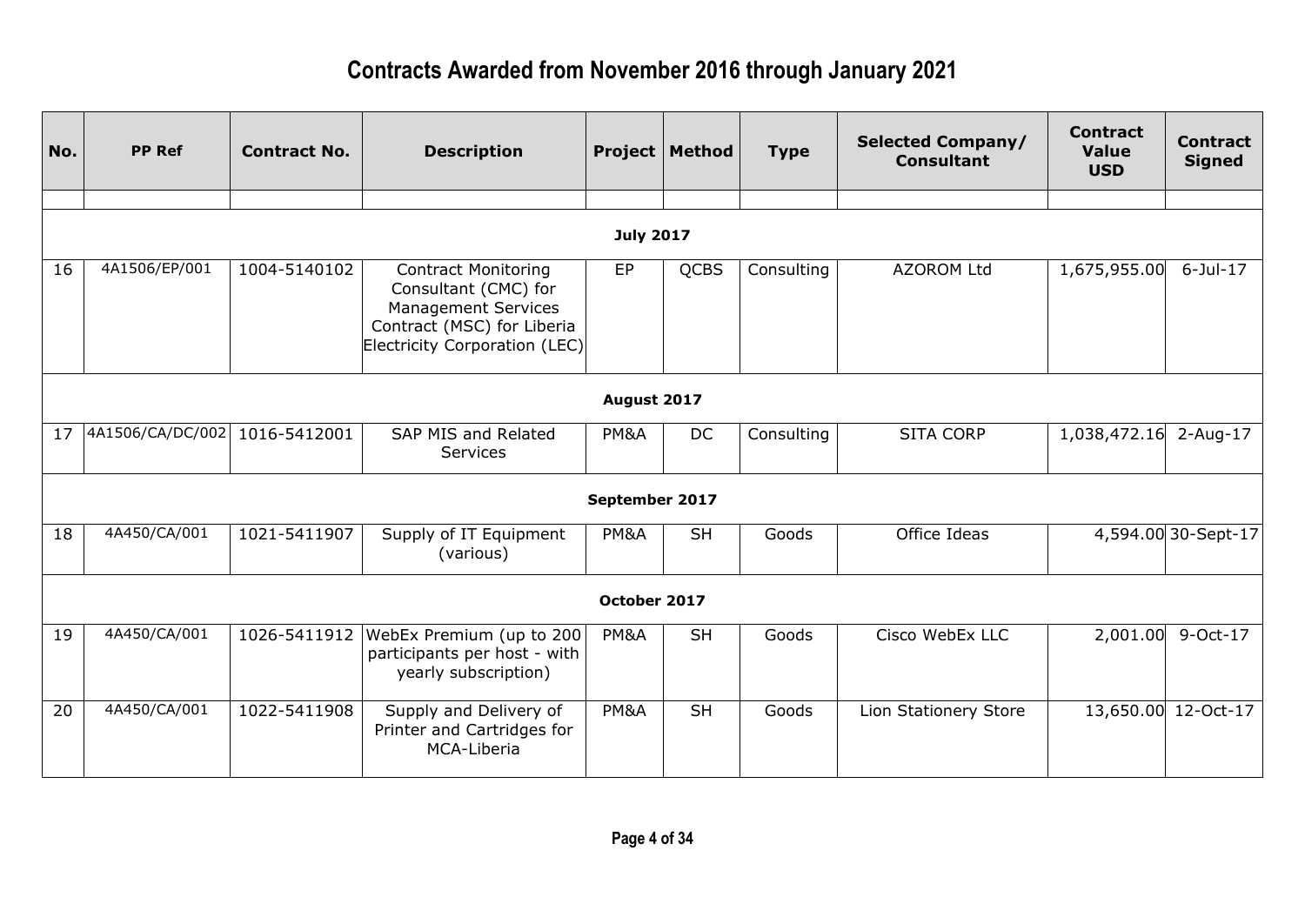# Contracts Awarded from November 2016 through January 2021

| No. | PP Ref | Contract No. | Description | Project | Method | Type | Selected Company/ Consultant | Contract Value USD | Contract Signed |
|---|---|---|---|---|---|---|---|---|---|
| | | | | | | | | | |
| **July 2017** | | | | | | | | | |
| 16 | 4A1506/EP/001 | 1004-5140102 | Contract Monitoring Consultant (CMC) for Management Services Contract (MSC) for Liberia Electricity Corporation (LEC) | EP | QCBS | Consulting | AZOROM Ltd | 1,675,955.00 | 6-Jul-17 |
| **August 2017** | | | | | | | | | |
| 17 | 4A1506/CA/DC/002 | 1016-5412001 | SAP MIS and Related Services | PM&A | DC | Consulting | SITA CORP | 1,038,472.16 | 2-Aug-17 |
| **September 2017** | | | | | | | | | |
| 18 | 4A450/CA/001 | 1021-5411907 | Supply of IT Equipment (various) | PM&A | SH | Goods | Office Ideas | 4,594.00 | 30-Sept-17 |
| **October 2017** | | | | | | | | | |
| 19 | 4A450/CA/001 | 1026-5411912 | WebEx Premium (up to 200 participants per host - with yearly subscription) | PM&A | SH | Goods | Cisco WebEx LLC | 2,001.00 | 9-Oct-17 |
| 20 | 4A450/CA/001 | 1022-5411908 | Supply and Delivery of Printer and Cartridges for MCA-Liberia | PM&A | SH | Goods | Lion Stationery Store | 13,650.00 | 12-Oct-17 |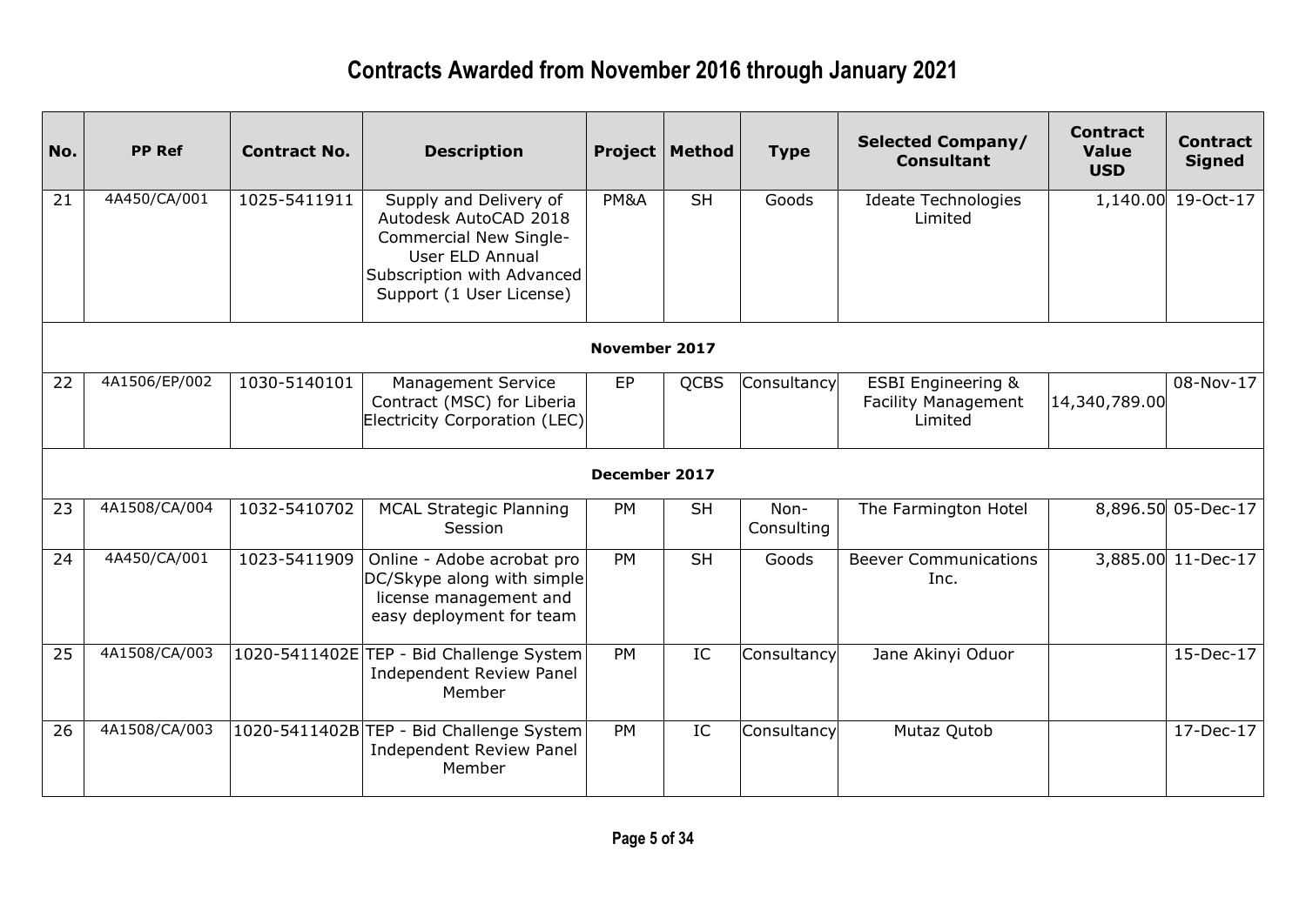# Contracts Awarded from November 2016 through January 2021

| No. | PP Ref | Contract No. | Description | Project | Method | Type | Selected Company/ Consultant | Contract Value USD | Contract Signed |
|---|---|---|---|---|---|---|---|---|---|
| 21 | 4A450/CA/001 | 1025-5411911 | Supply and Delivery of Autodesk AutoCAD 2018 Commercial New Single-User ELD Annual Subscription with Advanced Support (1 User License) | PM&A | SH | Goods | Ideate Technologies Limited | 1,140.00 | 19-Oct-17 |
| **November 2017** | | | | | | | | | |
| 22 | 4A1506/EP/002 | 1030-5140101 | Management Service Contract (MSC) for Liberia Electricity Corporation (LEC) | EP | QCBS | Consultancy | ESBI Engineering & Facility Management Limited | 14,340,789.00 | 08-Nov-17 |
| **December 2017** | | | | | | | | | |
| 23 | 4A1508/CA/004 | 1032-5410702 | MCAL Strategic Planning Session | PM | SH | Non-Consulting | The Farmington Hotel | 8,896.50 | 05-Dec-17 |
| 24 | 4A450/CA/001 | 1023-5411909 | Online - Adobe acrobat pro DC/Skype along with simple license management and easy deployment for team | PM | SH | Goods | Beever Communications Inc. | 3,885.00 | 11-Dec-17 |
| 25 | 4A1508/CA/003 | 1020-5411402E | TEP - Bid Challenge System Independent Review Panel Member | PM | IC | Consultancy | Jane Akinyi Oduor | | 15-Dec-17 |
| 26 | 4A1508/CA/003 | 1020-5411402B | TEP - Bid Challenge System Independent Review Panel Member | PM | IC | Consultancy | Mutaz Qutob | | 17-Dec-17 |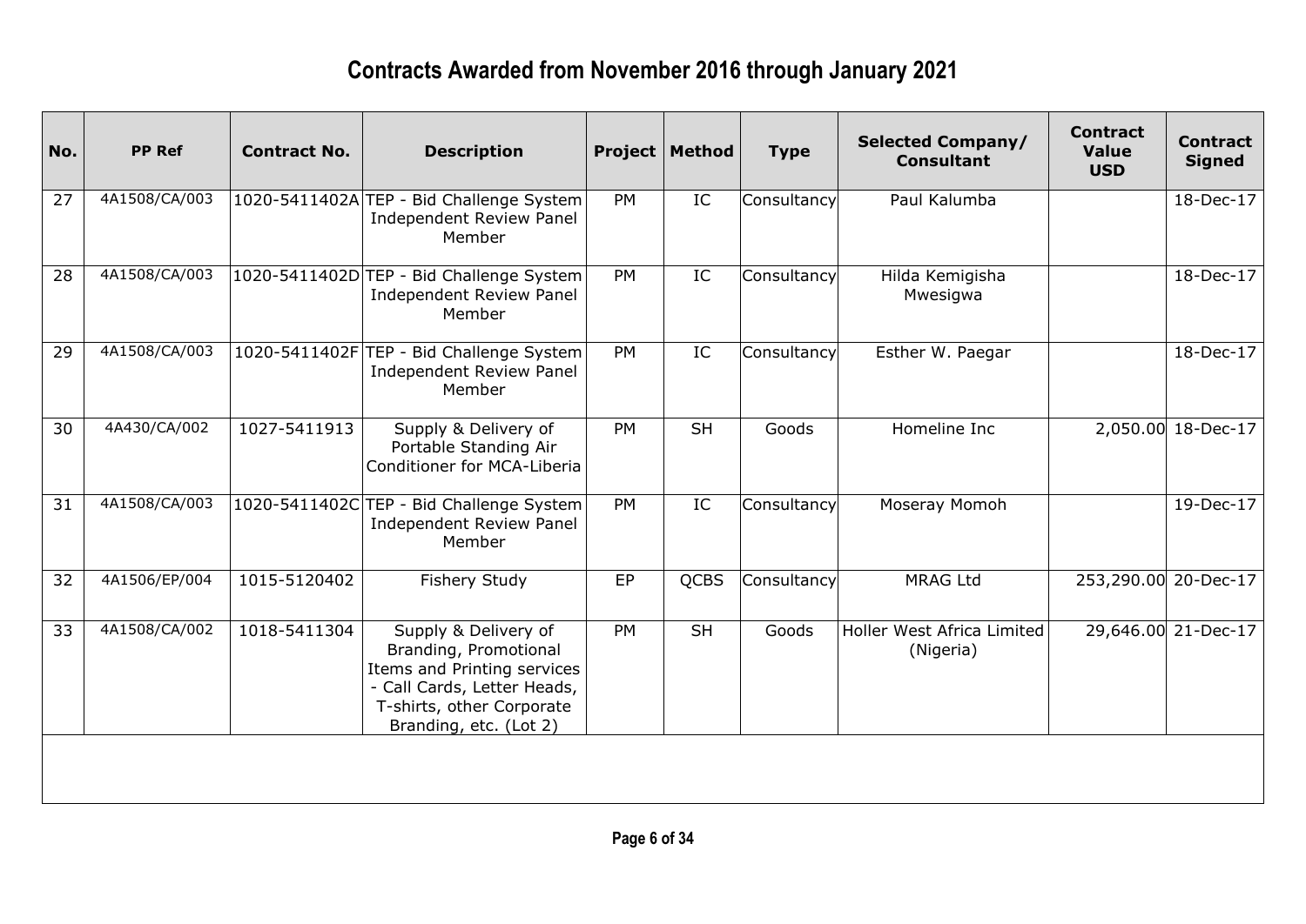# Contracts Awarded from November 2016 through January 2021

| No. | PP Ref | Contract No. | Description | Project | Method | Type | Selected Company/ Consultant | Contract Value USD | Contract Signed |
|---|---|---|---|---|---|---|---|---|---|
| 27 | 4A1508/CA/003 | 1020-5411402A | TEP - Bid Challenge System Independent Review Panel Member | PM | IC | Consultancy | Paul Kalumba | | 18-Dec-17 |
| 28 | 4A1508/CA/003 | 1020-5411402D | TEP - Bid Challenge System Independent Review Panel Member | PM | IC | Consultancy | Hilda Kemigisha Mwesigwa | | 18-Dec-17 |
| 29 | 4A1508/CA/003 | 1020-5411402F | TEP - Bid Challenge System Independent Review Panel Member | PM | IC | Consultancy | Esther W. Paegar | | 18-Dec-17 |
| 30 | 4A430/CA/002 | 1027-5411913 | Supply & Delivery of Portable Standing Air Conditioner for MCA-Liberia | PM | SH | Goods | Homeline Inc | 2,050.00 | 18-Dec-17 |
| 31 | 4A1508/CA/003 | 1020-5411402C | TEP - Bid Challenge System Independent Review Panel Member | PM | IC | Consultancy | Moseray Momoh | | 19-Dec-17 |
| 32 | 4A1506/EP/004 | 1015-5120402 | Fishery Study | EP | QCBS | Consultancy | MRAG Ltd | 253,290.00 | 20-Dec-17 |
| 33 | 4A1508/CA/002 | 1018-5411304 | Supply & Delivery of Branding, Promotional Items and Printing services - Call Cards, Letter Heads, T-shirts, other Corporate Branding, etc. (Lot 2) | PM | SH | Goods | Holler West Africa Limited (Nigeria) | 29,646.00 | 21-Dec-17 |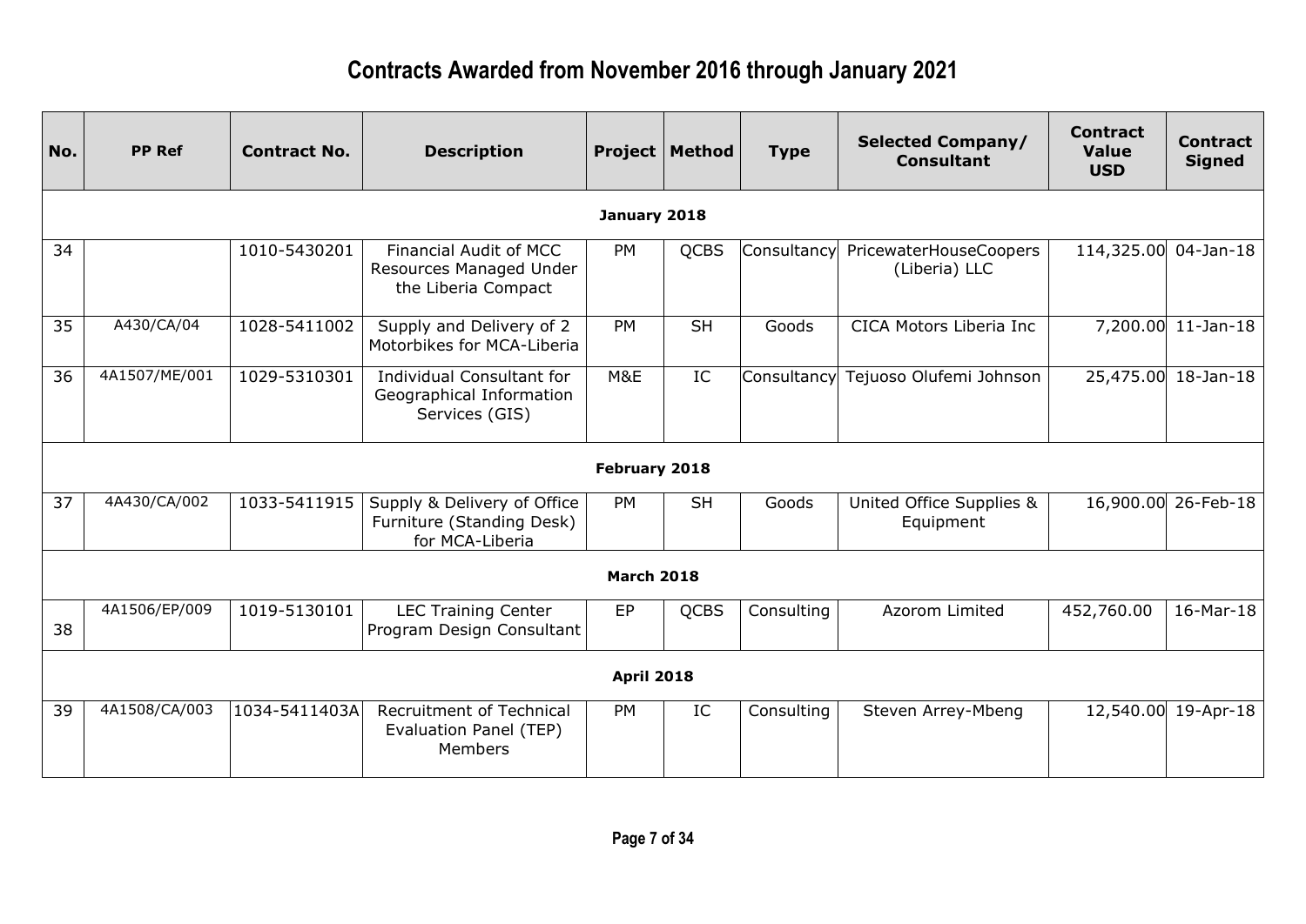# Contracts Awarded from November 2016 through January 2021

| No. | PP Ref | Contract No. | Description | Project | Method | Type | Selected Company/ Consultant | Contract Value USD | Contract Signed |
|---|---|---|---|---|---|---|---|---|---|
| **January 2018** | | | | | | | | | |
| 34 | | 1010-5430201 | Financial Audit of MCC Resources Managed Under the Liberia Compact | PM | QCBS | Consultancy | PricewaterHouseCoopers (Liberia) LLC | 114,325.00 | 04-Jan-18 |
| 35 | A430/CA/04 | 1028-5411002 | Supply and Delivery of 2 Motorbikes for MCA-Liberia | PM | SH | Goods | CICA Motors Liberia Inc | 7,200.00 | 11-Jan-18 |
| 36 | 4A1507/ME/001 | 1029-5310301 | Individual Consultant for Geographical Information Services (GIS) | M&E | IC | Consultancy | Tejuoso Olufemi Johnson | 25,475.00 | 18-Jan-18 |
| **February 2018** | | | | | | | | | |
| 37 | 4A430/CA/002 | 1033-5411915 | Supply & Delivery of Office Furniture (Standing Desk) for MCA-Liberia | PM | SH | Goods | United Office Supplies & Equipment | 16,900.00 | 26-Feb-18 |
| **March 2018** | | | | | | | | | |
| 38 | 4A1506/EP/009 | 1019-5130101 | LEC Training Center Program Design Consultant | EP | QCBS | Consulting | Azorom Limited | 452,760.00 | 16-Mar-18 |
| **April 2018** | | | | | | | | | |
| 39 | 4A1508/CA/003 | 1034-5411403A | Recruitment of Technical Evaluation Panel (TEP) Members | PM | IC | Consulting | Steven Arrey-Mbeng | 12,540.00 | 19-Apr-18 |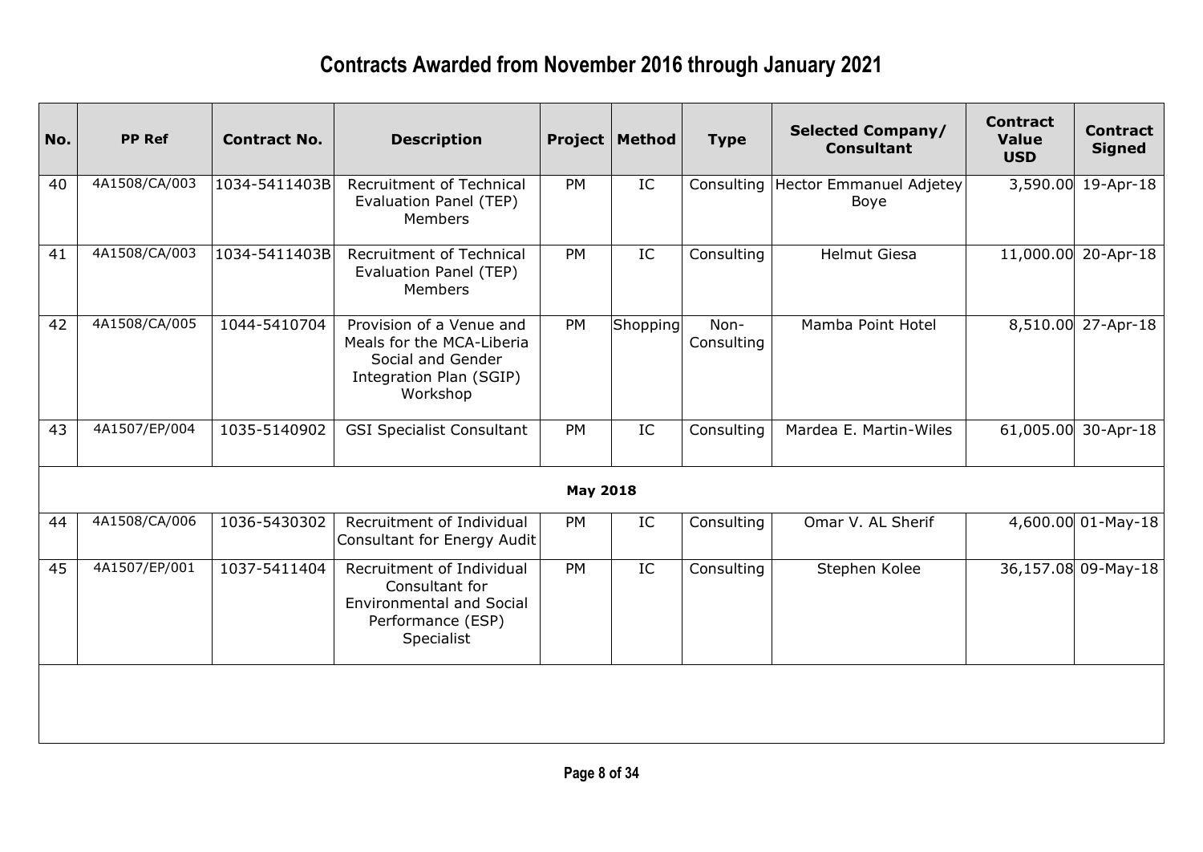# Contracts Awarded from November 2016 through January 2021

| No. | PP Ref | Contract No. | Description | Project | Method | Type | Selected Company/ Consultant | Contract Value USD | Contract Signed |
|---|---|---|---|---|---|---|---|---|---|
| 40 | 4A1508/CA/003 | 1034-5411403B | Recruitment of Technical Evaluation Panel (TEP) Members | PM | IC | Consulting | Hector Emmanuel Adjetey Boye | 3,590.00 | 19-Apr-18 |
| 41 | 4A1508/CA/003 | 1034-5411403B | Recruitment of Technical Evaluation Panel (TEP) Members | PM | IC | Consulting | Helmut Giesa | 11,000.00 | 20-Apr-18 |
| 42 | 4A1508/CA/005 | 1044-5410704 | Provision of a Venue and Meals for the MCA-Liberia Social and Gender Integration Plan (SGIP) Workshop | PM | Shopping | Non-Consulting | Mamba Point Hotel | 8,510.00 | 27-Apr-18 |
| 43 | 4A1507/EP/004 | 1035-5140902 | GSI Specialist Consultant | PM | IC | Consulting | Mardea E. Martin-Wiles | 61,005.00 | 30-Apr-18 |
| | | | | **May 2018** | | | | | |
| 44 | 4A1508/CA/006 | 1036-5430302 | Recruitment of Individual Consultant for Energy Audit | PM | IC | Consulting | Omar V. AL Sherif | 4,600.00 | 01-May-18 |
| 45 | 4A1507/EP/001 | 1037-5411404 | Recruitment of Individual Consultant for Environmental and Social Performance (ESP) Specialist | PM | IC | Consulting | Stephen Kolee | 36,157.08 | 09-May-18 |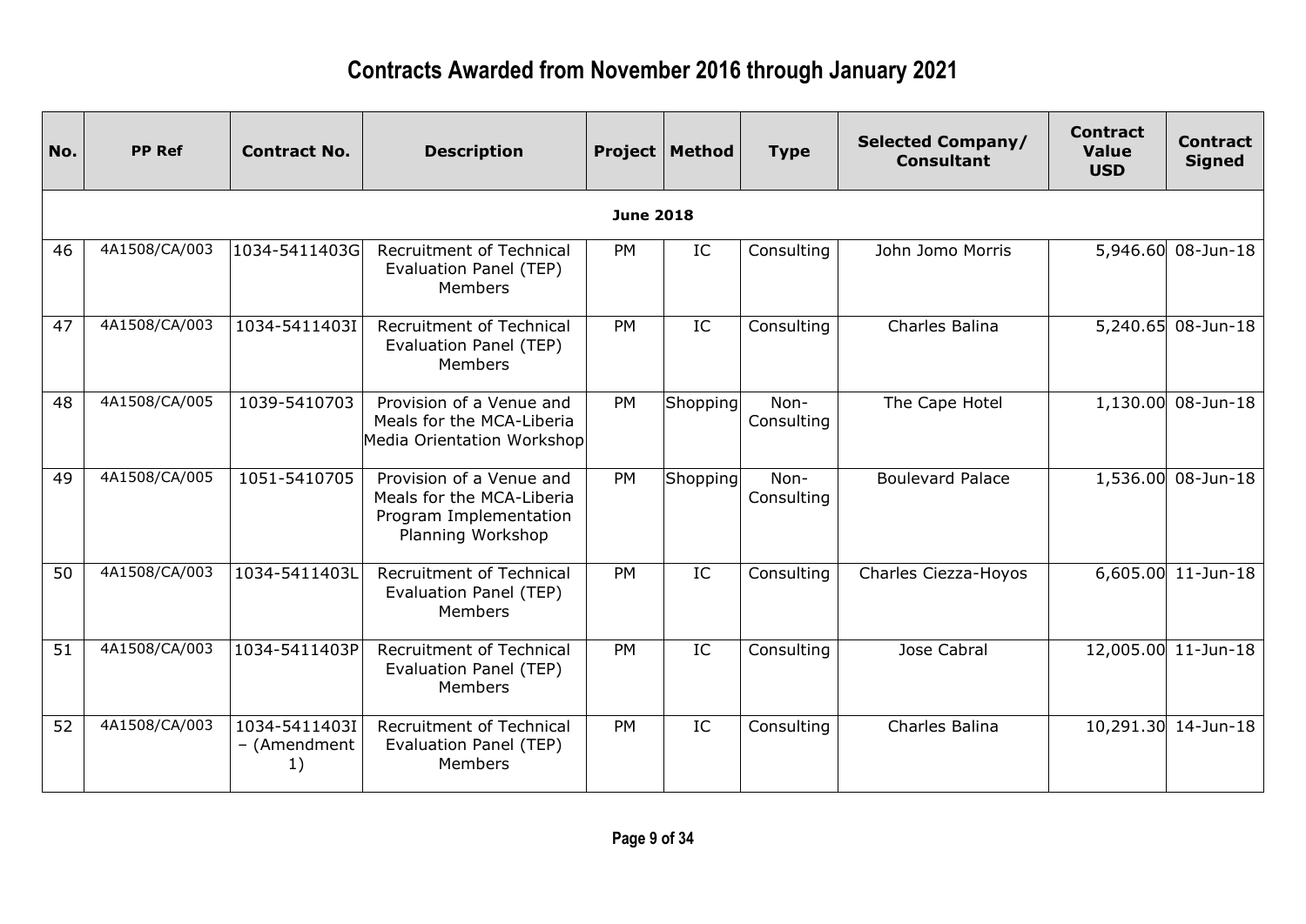# Contracts Awarded from November 2016 through January 2021

| No. | PP Ref | Contract No. | Description | Project | Method | Type | Selected Company/ Consultant | Contract Value USD | Contract Signed |
|---|---|---|---|---|---|---|---|---|---|
| **June 2018** | | | | | | | | | |
| 46 | 4A1508/CA/003 | 1034-5411403G | Recruitment of Technical Evaluation Panel (TEP) Members | PM | IC | Consulting | John Jomo Morris | 5,946.60 | 08-Jun-18 |
| 47 | 4A1508/CA/003 | 1034-5411403I | Recruitment of Technical Evaluation Panel (TEP) Members | PM | IC | Consulting | Charles Balina | 5,240.65 | 08-Jun-18 |
| 48 | 4A1508/CA/005 | 1039-5410703 | Provision of a Venue and Meals for the MCA-Liberia Media Orientation Workshop | PM | Shopping | Non-Consulting | The Cape Hotel | 1,130.00 | 08-Jun-18 |
| 49 | 4A1508/CA/005 | 1051-5410705 | Provision of a Venue and Meals for the MCA-Liberia Program Implementation Planning Workshop | PM | Shopping | Non-Consulting | Boulevard Palace | 1,536.00 | 08-Jun-18 |
| 50 | 4A1508/CA/003 | 1034-5411403L | Recruitment of Technical Evaluation Panel (TEP) Members | PM | IC | Consulting | Charles Ciezza-Hoyos | 6,605.00 | 11-Jun-18 |
| 51 | 4A1508/CA/003 | 1034-5411403P | Recruitment of Technical Evaluation Panel (TEP) Members | PM | IC | Consulting | Jose Cabral | 12,005.00 | 11-Jun-18 |
| 52 | 4A1508/CA/003 | 1034-5411403I – (Amendment 1) | Recruitment of Technical Evaluation Panel (TEP) Members | PM | IC | Consulting | Charles Balina | 10,291.30 | 14-Jun-18 |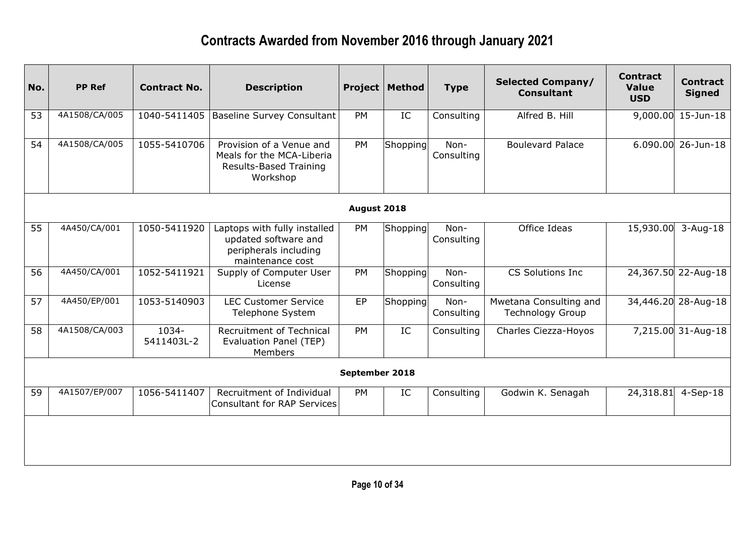# Contracts Awarded from November 2016 through January 2021

| No. | PP Ref | Contract No. | Description | Project | Method | Type | Selected Company/ Consultant | Contract Value USD | Contract Signed |
|---|---|---|---|---|---|---|---|---|---|
| 53 | 4A1508/CA/005 | 1040-5411405 | Baseline Survey Consultant | PM | IC | Consulting | Alfred B. Hill | 9,000.00 | 15-Jun-18 |
| 54 | 4A1508/CA/005 | 1055-5410706 | Provision of a Venue and Meals for the MCA-Liberia Results-Based Training Workshop | PM | Shopping | Non-Consulting | Boulevard Palace | 6.090.00 | 26-Jun-18 |
| **August 2018** | | | | | | | | | |
| 55 | 4A450/CA/001 | 1050-5411920 | Laptops with fully installed updated software and peripherals including maintenance cost | PM | Shopping | Non-Consulting | Office Ideas | 15,930.00 | 3-Aug-18 |
| 56 | 4A450/CA/001 | 1052-5411921 | Supply of Computer User License | PM | Shopping | Non-Consulting | CS Solutions Inc | 24,367.50 | 22-Aug-18 |
| 57 | 4A450/EP/001 | 1053-5140903 | LEC Customer Service Telephone System | EP | Shopping | Non-Consulting | Mwetana Consulting and Technology Group | 34,446.20 | 28-Aug-18 |
| 58 | 4A1508/CA/003 | 1034-5411403L-2 | Recruitment of Technical Evaluation Panel (TEP) Members | PM | IC | Consulting | Charles Ciezza-Hoyos | 7,215.00 | 31-Aug-18 |
| **September 2018** | | | | | | | | | |
| 59 | 4A1507/EP/007 | 1056-5411407 | Recruitment of Individual Consultant for RAP Services | PM | IC | Consulting | Godwin K. Senagah | 24,318.81 | 4-Sep-18 |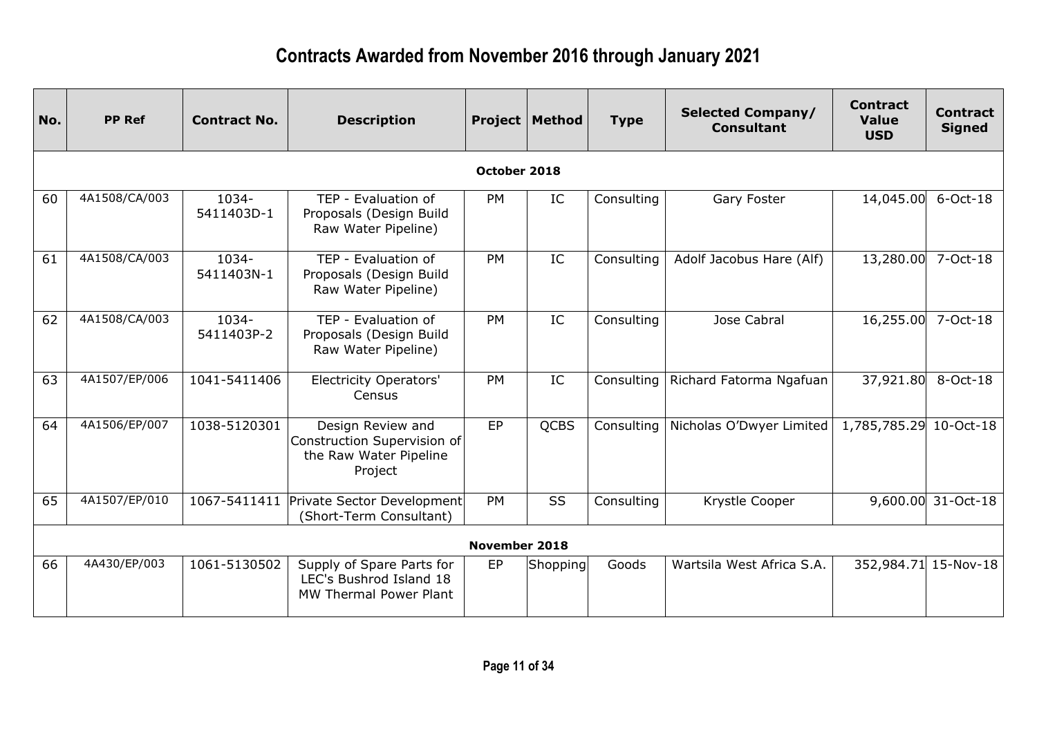# Contracts Awarded from November 2016 through January 2021

| No. | PP Ref | Contract No. | Description | Project | Method | Type | Selected Company/ Consultant | Contract Value USD | Contract Signed |
|---|---|---|---|---|---|---|---|---|---|
| **October 2018** | | | | | | | | | |
| 60 | 4A1508/CA/003 | 1034-5411403D-1 | TEP - Evaluation of Proposals (Design Build Raw Water Pipeline) | PM | IC | Consulting | Gary Foster | 14,045.00 | 6-Oct-18 |
| 61 | 4A1508/CA/003 | 1034-5411403N-1 | TEP - Evaluation of Proposals (Design Build Raw Water Pipeline) | PM | IC | Consulting | Adolf Jacobus Hare (Alf) | 13,280.00 | 7-Oct-18 |
| 62 | 4A1508/CA/003 | 1034-5411403P-2 | TEP - Evaluation of Proposals (Design Build Raw Water Pipeline) | PM | IC | Consulting | Jose Cabral | 16,255.00 | 7-Oct-18 |
| 63 | 4A1507/EP/006 | 1041-5411406 | Electricity Operators' Census | PM | IC | Consulting | Richard Fatorma Ngafuan | 37,921.80 | 8-Oct-18 |
| 64 | 4A1506/EP/007 | 1038-5120301 | Design Review and Construction Supervision of the Raw Water Pipeline Project | EP | QCBS | Consulting | Nicholas O'Dwyer Limited | 1,785,785.29 | 10-Oct-18 |
| 65 | 4A1507/EP/010 | 1067-5411411 | Private Sector Development (Short-Term Consultant) | PM | SS | Consulting | Krystle Cooper | 9,600.00 | 31-Oct-18 |
| **November 2018** | | | | | | | | | |
| 66 | 4A430/EP/003 | 1061-5130502 | Supply of Spare Parts for LEC's Bushrod Island 18 MW Thermal Power Plant | EP | Shopping | Goods | Wartsila West Africa S.A. | 352,984.71 | 15-Nov-18 |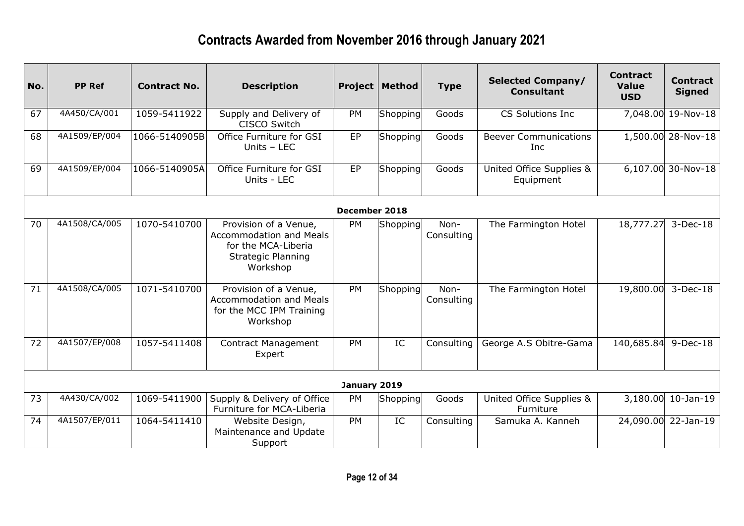# Contracts Awarded from November 2016 through January 2021

| No. | PP Ref | Contract No. | Description | Project | Method | Type | Selected Company/ Consultant | Contract Value USD | Contract Signed |
|---|---|---|---|---|---|---|---|---|---|
| 67 | 4A450/CA/001 | 1059-5411922 | Supply and Delivery of CISCO Switch | PM | Shopping | Goods | CS Solutions Inc | 7,048.00 | 19-Nov-18 |
| 68 | 4A1509/EP/004 | 1066-5140905B | Office Furniture for GSI Units – LEC | EP | Shopping | Goods | Beever Communications Inc | 1,500.00 | 28-Nov-18 |
| 69 | 4A1509/EP/004 | 1066-5140905A | Office Furniture for GSI Units - LEC | EP | Shopping | Goods | United Office Supplies & Equipment | 6,107.00 | 30-Nov-18 |
| | | | | **December 2018** | | | | | |
| 70 | 4A1508/CA/005 | 1070-5410700 | Provision of a Venue, Accommodation and Meals for the MCA-Liberia Strategic Planning Workshop | PM | Shopping | Non-Consulting | The Farmington Hotel | 18,777.27 | 3-Dec-18 |
| 71 | 4A1508/CA/005 | 1071-5410700 | Provision of a Venue, Accommodation and Meals for the MCC IPM Training Workshop | PM | Shopping | Non-Consulting | The Farmington Hotel | 19,800.00 | 3-Dec-18 |
| 72 | 4A1507/EP/008 | 1057-5411408 | Contract Management Expert | PM | IC | Consulting | George A.S Obitre-Gama | 140,685.84 | 9-Dec-18 |
| | | | | **January 2019** | | | | | |
| 73 | 4A430/CA/002 | 1069-5411900 | Supply & Delivery of Office Furniture for MCA-Liberia | PM | Shopping | Goods | United Office Supplies & Furniture | 3,180.00 | 10-Jan-19 |
| 74 | 4A1507/EP/011 | 1064-5411410 | Website Design, Maintenance and Update Support | PM | IC | Consulting | Samuka A. Kanneh | 24,090.00 | 22-Jan-19 |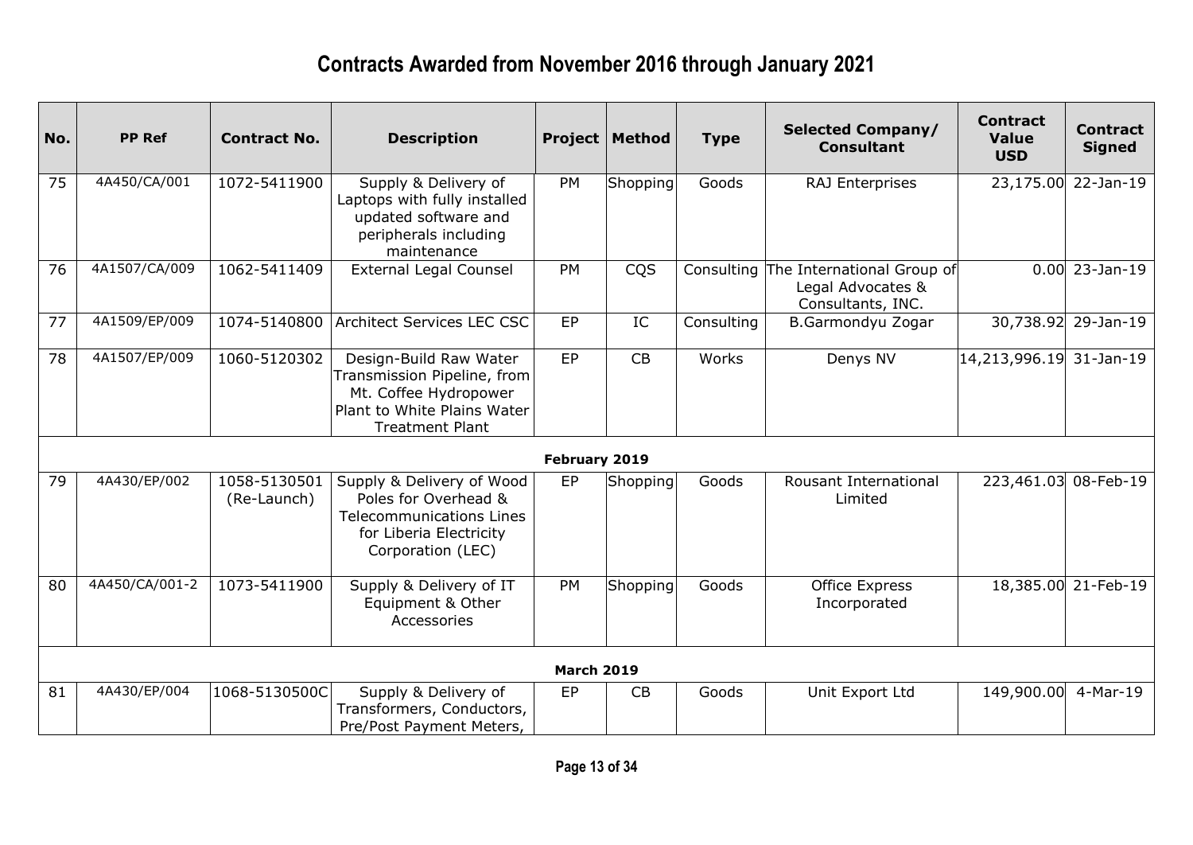# Contracts Awarded from November 2016 through January 2021

| No. | PP Ref | Contract No. | Description | Project | Method | Type | Selected Company/ Consultant | Contract Value USD | Contract Signed |
|---|---|---|---|---|---|---|---|---|---|
| 75 | 4A450/CA/001 | 1072-5411900 | Supply & Delivery of Laptops with fully installed updated software and peripherals including maintenance | PM | Shopping | Goods | RAJ Enterprises | 23,175.00 | 22-Jan-19 |
| 76 | 4A1507/CA/009 | 1062-5411409 | External Legal Counsel | PM | CQS | Consulting | The International Group of Legal Advocates & Consultants, INC. | 0.00 | 23-Jan-19 |
| 77 | 4A1509/EP/009 | 1074-5140800 | Architect Services LEC CSC | EP | IC | Consulting | B.Garmondyu Zogar | 30,738.92 | 29-Jan-19 |
| 78 | 4A1507/EP/009 | 1060-5120302 | Design-Build Raw Water Transmission Pipeline, from Mt. Coffee Hydropower Plant to White Plains Water Treatment Plant | EP | CB | Works | Denys NV | 14,213,996.19 | 31-Jan-19 |
| | | | | **February 2019** | | | | | |
| 79 | 4A430/EP/002 | 1058-5130501 (Re-Launch) | Supply & Delivery of Wood Poles for Overhead & Telecommunications Lines for Liberia Electricity Corporation (LEC) | EP | Shopping | Goods | Rousant International Limited | 223,461.03 | 08-Feb-19 |
| 80 | 4A450/CA/001-2 | 1073-5411900 | Supply & Delivery of IT Equipment & Other Accessories | PM | Shopping | Goods | Office Express Incorporated | 18,385.00 | 21-Feb-19 |
| | | | | **March 2019** | | | | | |
| 81 | 4A430/EP/004 | 1068-5130500C | Supply & Delivery of Transformers, Conductors, Pre/Post Payment Meters, | EP | CB | Goods | Unit Export Ltd | 149,900.00 | 4-Mar-19 |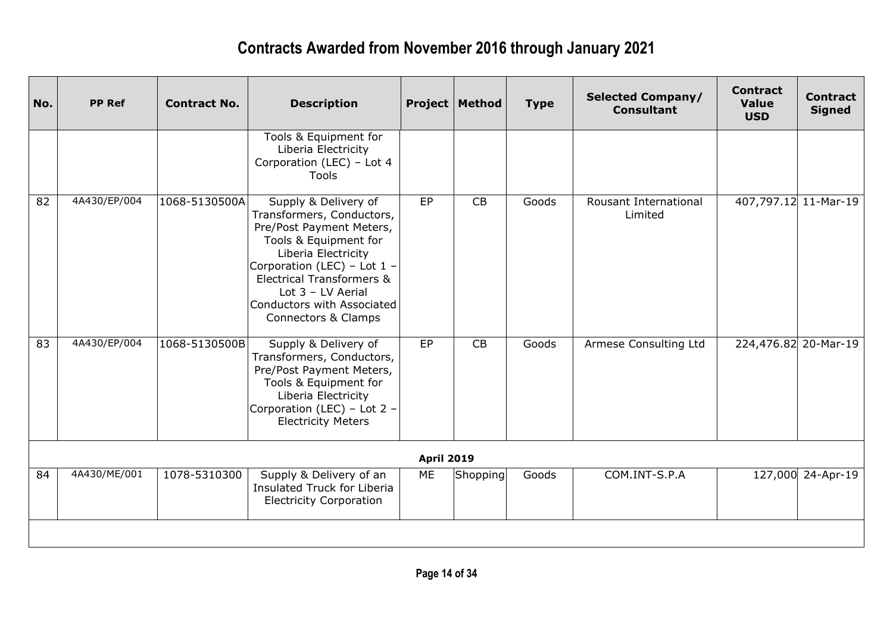# Contracts Awarded from November 2016 through January 2021

| No. | PP Ref | Contract No. | Description | Project | Method | Type | Selected Company/ Consultant | Contract Value USD | Contract Signed |
|---|---|---|---|---|---|---|---|---|---|
| | | | Tools & Equipment for Liberia Electricity Corporation (LEC) – Lot 4 Tools | | | | | | |
| 82 | 4A430/EP/004 | 1068-5130500A | Supply & Delivery of Transformers, Conductors, Pre/Post Payment Meters, Tools & Equipment for Liberia Electricity Corporation (LEC) – Lot 1 – Electrical Transformers & Lot 3 – LV Aerial Conductors with Associated Connectors & Clamps | EP | CB | Goods | Rousant International Limited | 407,797.12 | 11-Mar-19 |
| 83 | 4A430/EP/004 | 1068-5130500B | Supply & Delivery of Transformers, Conductors, Pre/Post Payment Meters, Tools & Equipment for Liberia Electricity Corporation (LEC) – Lot 2 – Electricity Meters | EP | CB | Goods | Armese Consulting Ltd | 224,476.82 | 20-Mar-19 |
| | | | | **April 2019** | | | | | |
| 84 | 4A430/ME/001 | 1078-5310300 | Supply & Delivery of an Insulated Truck for Liberia Electricity Corporation | ME | Shopping | Goods | COM.INT-S.P.A | 127,000 | 24-Apr-19 |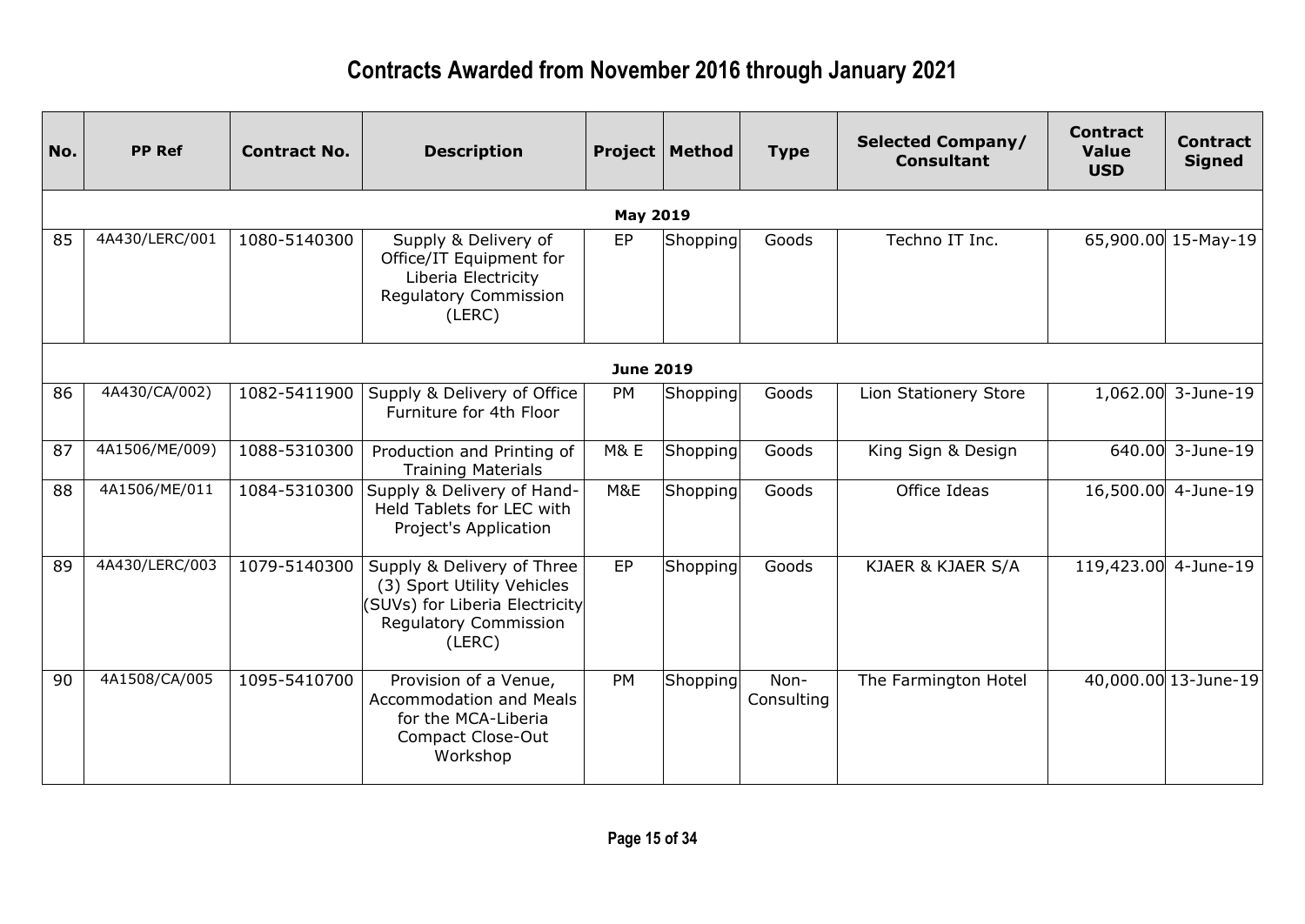# Contracts Awarded from November 2016 through January 2021

| No. | PP Ref | Contract No. | Description | Project | Method | Type | Selected Company/ Consultant | Contract Value USD | Contract Signed |
|---|---|---|---|---|---|---|---|---|---|
| | | | | **May 2019** | | | | | |
| 85 | 4A430/LERC/001 | 1080-5140300 | Supply & Delivery of Office/IT Equipment for Liberia Electricity Regulatory Commission (LERC) | EP | Shopping | Goods | Techno IT Inc. | 65,900.00 | 15-May-19 |
| | | | | **June 2019** | | | | | |
| 86 | 4A430/CA/002) | 1082-5411900 | Supply & Delivery of Office Furniture for 4th Floor | PM | Shopping | Goods | Lion Stationery Store | 1,062.00 | 3-June-19 |
| 87 | 4A1506/ME/009) | 1088-5310300 | Production and Printing of Training Materials | M& E | Shopping | Goods | King Sign & Design | 640.00 | 3-June-19 |
| 88 | 4A1506/ME/011 | 1084-5310300 | Supply & Delivery of Hand-Held Tablets for LEC with Project's Application | M&E | Shopping | Goods | Office Ideas | 16,500.00 | 4-June-19 |
| 89 | 4A430/LERC/003 | 1079-5140300 | Supply & Delivery of Three (3) Sport Utility Vehicles (SUVs) for Liberia Electricity Regulatory Commission (LERC) | EP | Shopping | Goods | KJAER & KJAER S/A | 119,423.00 | 4-June-19 |
| 90 | 4A1508/CA/005 | 1095-5410700 | Provision of a Venue, Accommodation and Meals for the MCA-Liberia Compact Close-Out Workshop | PM | Shopping | Non-Consulting | The Farmington Hotel | 40,000.00 | 13-June-19 |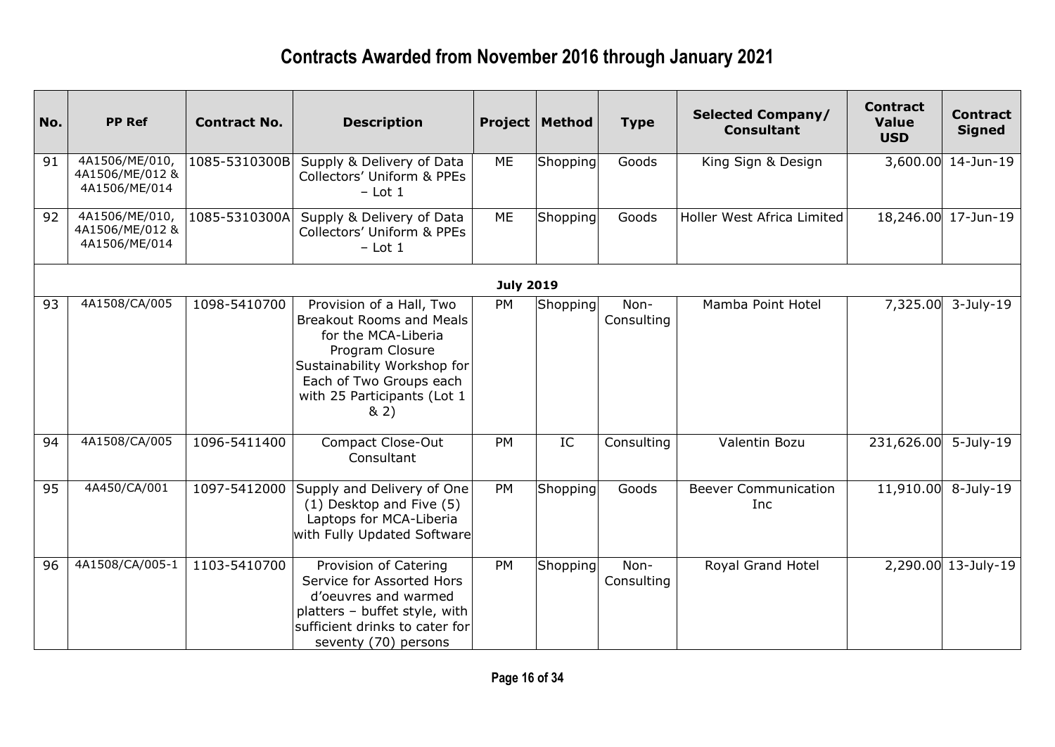# Contracts Awarded from November 2016 through January 2021

| No. | PP Ref | Contract No. | Description | Project | Method | Type | Selected Company/ Consultant | Contract Value USD | Contract Signed |
|---|---|---|---|---|---|---|---|---|---|
| 91 | 4A1506/ME/010, 4A1506/ME/012 & 4A1506/ME/014 | 1085-5310300B | Supply & Delivery of Data Collectors' Uniform & PPEs – Lot 1 | ME | Shopping | Goods | King Sign & Design | 3,600.00 | 14-Jun-19 |
| 92 | 4A1506/ME/010, 4A1506/ME/012 & 4A1506/ME/014 | 1085-5310300A | Supply & Delivery of Data Collectors' Uniform & PPEs – Lot 1 | ME | Shopping | Goods | Holler West Africa Limited | 18,246.00 | 17-Jun-19 |
| | | | | **July 2019** | | | | | |
| 93 | 4A1508/CA/005 | 1098-5410700 | Provision of a Hall, Two Breakout Rooms and Meals for the MCA-Liberia Program Closure Sustainability Workshop for Each of Two Groups each with 25 Participants (Lot 1 & 2) | PM | Shopping | Non-Consulting | Mamba Point Hotel | 7,325.00 | 3-July-19 |
| 94 | 4A1508/CA/005 | 1096-5411400 | Compact Close-Out Consultant | PM | IC | Consulting | Valentin Bozu | 231,626.00 | 5-July-19 |
| 95 | 4A450/CA/001 | 1097-5412000 | Supply and Delivery of One (1) Desktop and Five (5) Laptops for MCA-Liberia with Fully Updated Software | PM | Shopping | Goods | Beever Communication Inc | 11,910.00 | 8-July-19 |
| 96 | 4A1508/CA/005-1 | 1103-5410700 | Provision of Catering Service for Assorted Hors d'oeuvres and warmed platters – buffet style, with sufficient drinks to cater for seventy (70) persons | PM | Shopping | Non-Consulting | Royal Grand Hotel | 2,290.00 | 13-July-19 |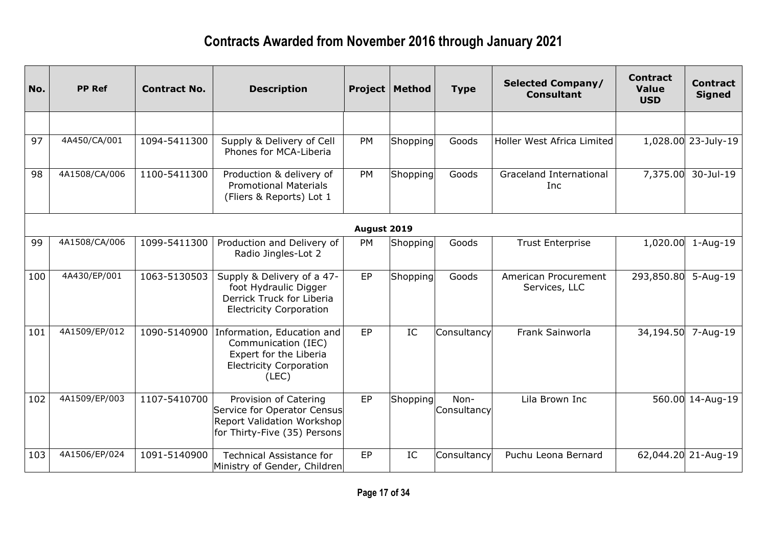# Contracts Awarded from November 2016 through January 2021

| No. | PP Ref | Contract No. | Description | Project | Method | Type | Selected Company/ Consultant | Contract Value USD | Contract Signed |
|---|---|---|---|---|---|---|---|---|---|
| | | | | | | | | | |
| 97 | 4A450/CA/001 | 1094-5411300 | Supply & Delivery of Cell Phones for MCA-Liberia | PM | Shopping | Goods | Holler West Africa Limited | 1,028.00 | 23-July-19 |
| 98 | 4A1508/CA/006 | 1100-5411300 | Production & delivery of Promotional Materials (Fliers & Reports) Lot 1 | PM | Shopping | Goods | Graceland International Inc | 7,375.00 | 30-Jul-19 |
| | | | | **August 2019** | | | | | |
| 99 | 4A1508/CA/006 | 1099-5411300 | Production and Delivery of Radio Jingles-Lot 2 | PM | Shopping | Goods | Trust Enterprise | 1,020.00 | 1-Aug-19 |
| 100 | 4A430/EP/001 | 1063-5130503 | Supply & Delivery of a 47-foot Hydraulic Digger Derrick Truck for Liberia Electricity Corporation | EP | Shopping | Goods | American Procurement Services, LLC | 293,850.80 | 5-Aug-19 |
| 101 | 4A1509/EP/012 | 1090-5140900 | Information, Education and Communication (IEC) Expert for the Liberia Electricity Corporation (LEC) | EP | IC | Consultancy | Frank Sainworla | 34,194.50 | 7-Aug-19 |
| 102 | 4A1509/EP/003 | 1107-5410700 | Provision of Catering Service for Operator Census Report Validation Workshop for Thirty-Five (35) Persons | EP | Shopping | Non-Consultancy | Lila Brown Inc | 560.00 | 14-Aug-19 |
| 103 | 4A1506/EP/024 | 1091-5140900 | Technical Assistance for Ministry of Gender, Children | EP | IC | Consultancy | Puchu Leona Bernard | 62,044.20 | 21-Aug-19 |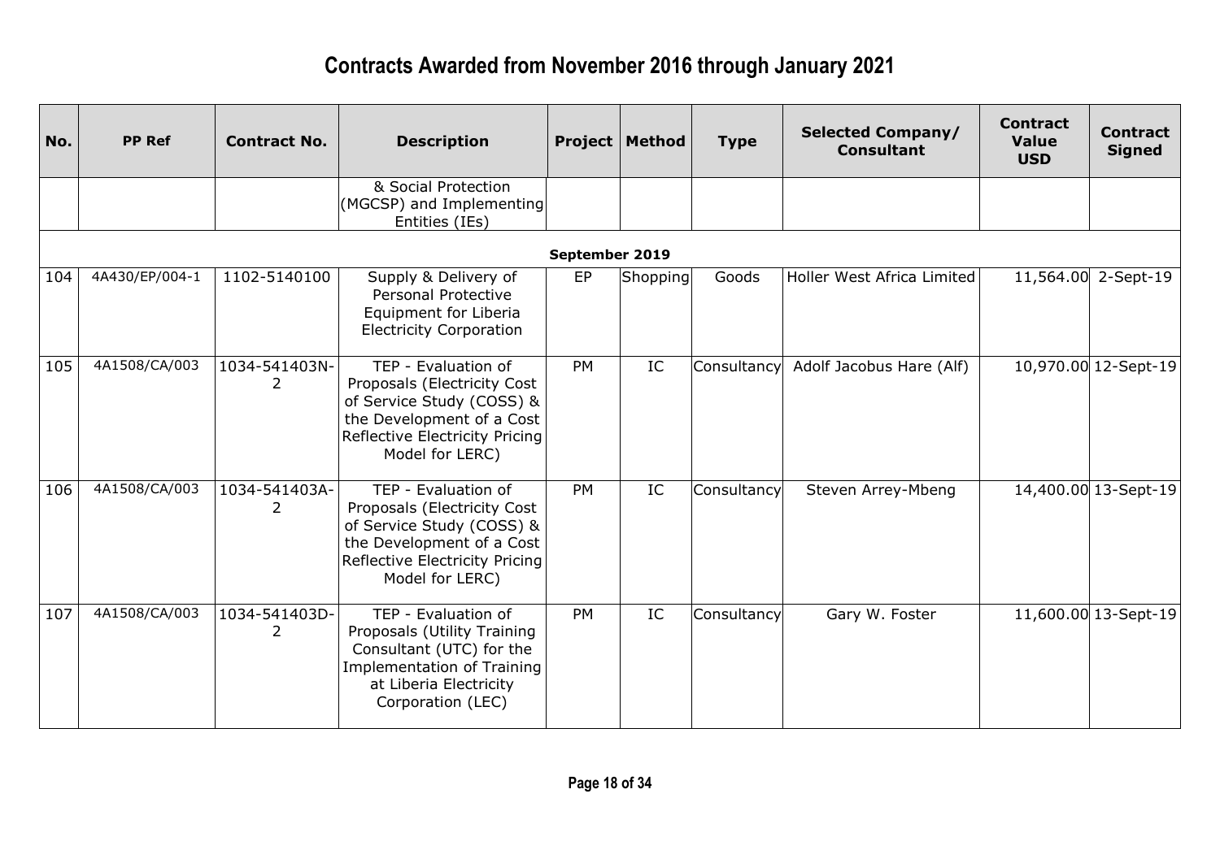# Contracts Awarded from November 2016 through January 2021

| No. | PP Ref | Contract No. | Description | Project | Method | Type | Selected Company/ Consultant | Contract Value USD | Contract Signed |
|---|---|---|---|---|---|---|---|---|---|
| | | | & Social Protection (MGCSP) and Implementing Entities (IEs) | | | | | | |
| | | | | September 2019 | | | | | |
| 104 | 4A430/EP/004-1 | 1102-5140100 | Supply & Delivery of Personal Protective Equipment for Liberia Electricity Corporation | EP | Shopping | Goods | Holler West Africa Limited | 11,564.00 | 2-Sept-19 |
| 105 | 4A1508/CA/003 | 1034-541403N-2 | TEP - Evaluation of Proposals (Electricity Cost of Service Study (COSS) & the Development of a Cost Reflective Electricity Pricing Model for LERC) | PM | IC | Consultancy | Adolf Jacobus Hare (Alf) | 10,970.00 | 12-Sept-19 |
| 106 | 4A1508/CA/003 | 1034-541403A-2 | TEP - Evaluation of Proposals (Electricity Cost of Service Study (COSS) & the Development of a Cost Reflective Electricity Pricing Model for LERC) | PM | IC | Consultancy | Steven Arrey-Mbeng | 14,400.00 | 13-Sept-19 |
| 107 | 4A1508/CA/003 | 1034-541403D-2 | TEP - Evaluation of Proposals (Utility Training Consultant (UTC) for the Implementation of Training at Liberia Electricity Corporation (LEC) | PM | IC | Consultancy | Gary W. Foster | 11,600.00 | 13-Sept-19 |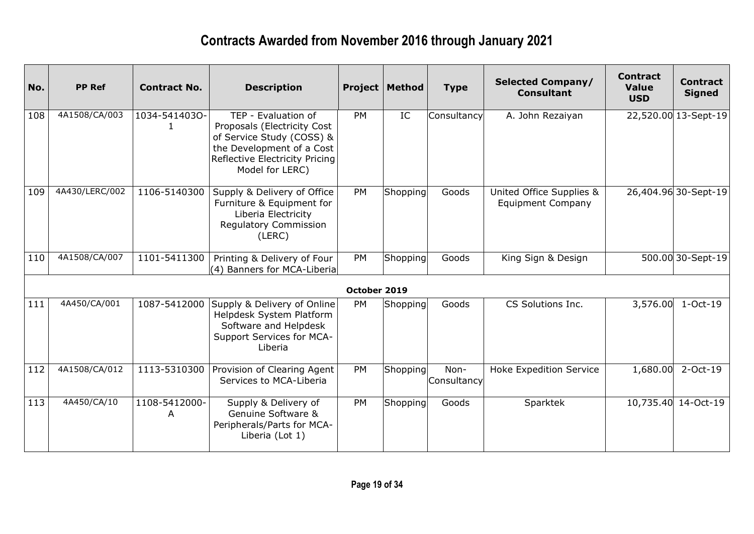# Contracts Awarded from November 2016 through January 2021

| No. | PP Ref | Contract No. | Description | Project | Method | Type | Selected Company/ Consultant | Contract Value USD | Contract Signed |
|---|---|---|---|---|---|---|---|---|---|
| 108 | 4A1508/CA/003 | 1034-541403O-1 | TEP - Evaluation of Proposals (Electricity Cost of Service Study (COSS) & the Development of a Cost Reflective Electricity Pricing Model for LERC) | PM | IC | Consultancy | A. John Rezaiyan | 22,520.00 | 13-Sept-19 |
| 109 | 4A430/LERC/002 | 1106-5140300 | Supply & Delivery of Office Furniture & Equipment for Liberia Electricity Regulatory Commission (LERC) | PM | Shopping | Goods | United Office Supplies & Equipment Company | 26,404.96 | 30-Sept-19 |
| 110 | 4A1508/CA/007 | 1101-5411300 | Printing & Delivery of Four (4) Banners for MCA-Liberia | PM | Shopping | Goods | King Sign & Design | 500.00 | 30-Sept-19 |
| | | | | **October 2019** | | | | | |
| 111 | 4A450/CA/001 | 1087-5412000 | Supply & Delivery of Online Helpdesk System Platform Software and Helpdesk Support Services for MCA-Liberia | PM | Shopping | Goods | CS Solutions Inc. | 3,576.00 | 1-Oct-19 |
| 112 | 4A1508/CA/012 | 1113-5310300 | Provision of Clearing Agent Services to MCA-Liberia | PM | Shopping | Non-Consultancy | Hoke Expedition Service | 1,680.00 | 2-Oct-19 |
| 113 | 4A450/CA/10 | 1108-5412000-A | Supply & Delivery of Genuine Software & Peripherals/Parts for MCA-Liberia (Lot 1) | PM | Shopping | Goods | Sparktek | 10,735.40 | 14-Oct-19 |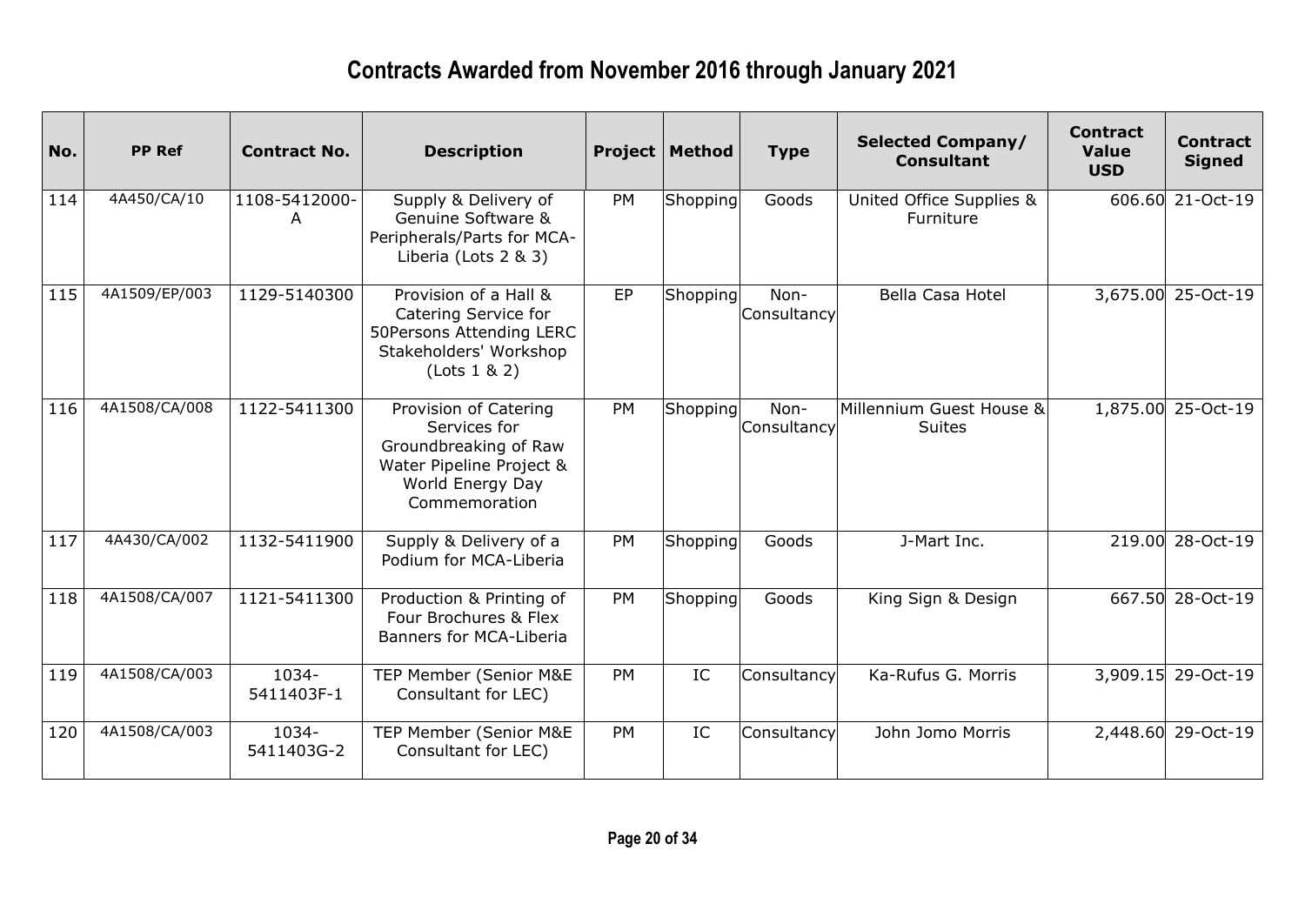# Contracts Awarded from November 2016 through January 2021

| No. | PP Ref | Contract No. | Description | Project | Method | Type | Selected Company/ Consultant | Contract Value USD | Contract Signed |
|---|---|---|---|---|---|---|---|---|---|
| 114 | 4A450/CA/10 | 1108-5412000-A | Supply & Delivery of Genuine Software & Peripherals/Parts for MCA-Liberia (Lots 2 & 3) | PM | Shopping | Goods | United Office Supplies & Furniture | 606.60 | 21-Oct-19 |
| 115 | 4A1509/EP/003 | 1129-5140300 | Provision of a Hall & Catering Service for 50Persons Attending LERC Stakeholders' Workshop (Lots 1 & 2) | EP | Shopping | Non-Consultancy | Bella Casa Hotel | 3,675.00 | 25-Oct-19 |
| 116 | 4A1508/CA/008 | 1122-5411300 | Provision of Catering Services for Groundbreaking of Raw Water Pipeline Project & World Energy Day Commemoration | PM | Shopping | Non-Consultancy | Millennium Guest House & Suites | 1,875.00 | 25-Oct-19 |
| 117 | 4A430/CA/002 | 1132-5411900 | Supply & Delivery of a Podium for MCA-Liberia | PM | Shopping | Goods | J-Mart Inc. | 219.00 | 28-Oct-19 |
| 118 | 4A1508/CA/007 | 1121-5411300 | Production & Printing of Four Brochures & Flex Banners for MCA-Liberia | PM | Shopping | Goods | King Sign & Design | 667.50 | 28-Oct-19 |
| 119 | 4A1508/CA/003 | 1034-5411403F-1 | TEP Member (Senior M&E Consultant for LEC) | PM | IC | Consultancy | Ka-Rufus G. Morris | 3,909.15 | 29-Oct-19 |
| 120 | 4A1508/CA/003 | 1034-5411403G-2 | TEP Member (Senior M&E Consultant for LEC) | PM | IC | Consultancy | John Jomo Morris | 2,448.60 | 29-Oct-19 |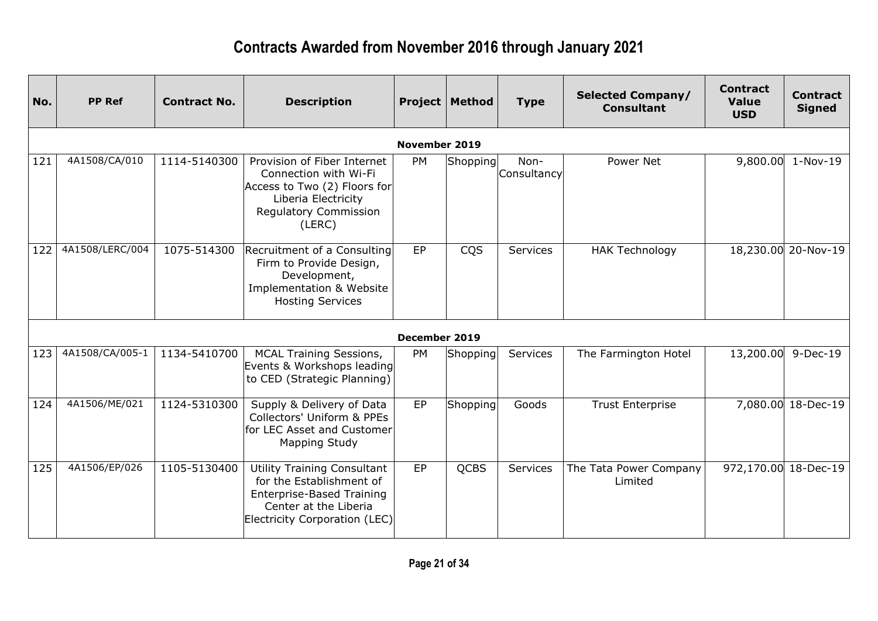# Contracts Awarded from November 2016 through January 2021

| No. | PP Ref | Contract No. | Description | Project | Method | Type | Selected Company/ Consultant | Contract Value USD | Contract Signed |
|---|---|---|---|---|---|---|---|---|---|
| | | | | **November 2019** | | | | | |
| 121 | 4A1508/CA/010 | 1114-5140300 | Provision of Fiber Internet Connection with Wi-Fi Access to Two (2) Floors for Liberia Electricity Regulatory Commission (LERC) | PM | Shopping | Non-Consultancy | Power Net | 9,800.00 | 1-Nov-19 |
| 122 | 4A1508/LERC/004 | 1075-514300 | Recruitment of a Consulting Firm to Provide Design, Development, Implementation & Website Hosting Services | EP | CQS | Services | HAK Technology | 18,230.00 | 20-Nov-19 |
| | | | | **December 2019** | | | | | |
| 123 | 4A1508/CA/005-1 | 1134-5410700 | MCAL Training Sessions, Events & Workshops leading to CED (Strategic Planning) | PM | Shopping | Services | The Farmington Hotel | 13,200.00 | 9-Dec-19 |
| 124 | 4A1506/ME/021 | 1124-5310300 | Supply & Delivery of Data Collectors' Uniform & PPEs for LEC Asset and Customer Mapping Study | EP | Shopping | Goods | Trust Enterprise | 7,080.00 | 18-Dec-19 |
| 125 | 4A1506/EP/026 | 1105-5130400 | Utility Training Consultant for the Establishment of Enterprise-Based Training Center at the Liberia Electricity Corporation (LEC) | EP | QCBS | Services | The Tata Power Company Limited | 972,170.00 | 18-Dec-19 |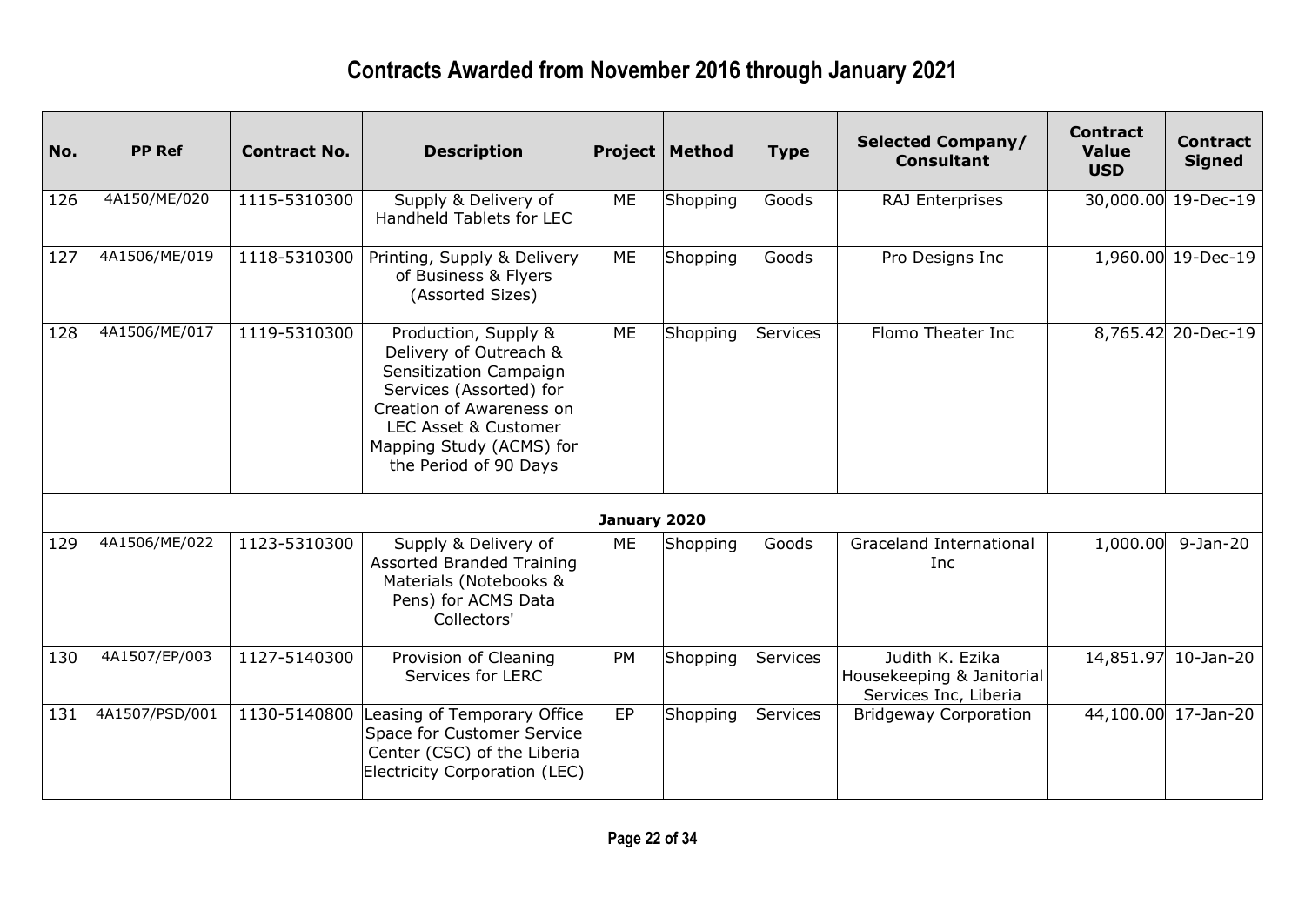# Contracts Awarded from November 2016 through January 2021

| No. | PP Ref | Contract No. | Description | Project | Method | Type | Selected Company/ Consultant | Contract Value USD | Contract Signed |
|---|---|---|---|---|---|---|---|---|---|
| 126 | 4A150/ME/020 | 1115-5310300 | Supply & Delivery of Handheld Tablets for LEC | ME | Shopping | Goods | RAJ Enterprises | 30,000.00 | 19-Dec-19 |
| 127 | 4A1506/ME/019 | 1118-5310300 | Printing, Supply & Delivery of Business & Flyers (Assorted Sizes) | ME | Shopping | Goods | Pro Designs Inc | 1,960.00 | 19-Dec-19 |
| 128 | 4A1506/ME/017 | 1119-5310300 | Production, Supply & Delivery of Outreach & Sensitization Campaign Services (Assorted) for Creation of Awareness on LEC Asset & Customer Mapping Study (ACMS) for the Period of 90 Days | ME | Shopping | Services | Flomo Theater Inc | 8,765.42 | 20-Dec-19 |
| | | | | **January 2020** | | | | | |
| 129 | 4A1506/ME/022 | 1123-5310300 | Supply & Delivery of Assorted Branded Training Materials (Notebooks & Pens) for ACMS Data Collectors' | ME | Shopping | Goods | Graceland International Inc | 1,000.00 | 9-Jan-20 |
| 130 | 4A1507/EP/003 | 1127-5140300 | Provision of Cleaning Services for LERC | PM | Shopping | Services | Judith K. Ezika Housekeeping & Janitorial Services Inc, Liberia | 14,851.97 | 10-Jan-20 |
| 131 | 4A1507/PSD/001 | 1130-5140800 | Leasing of Temporary Office Space for Customer Service Center (CSC) of the Liberia Electricity Corporation (LEC) | EP | Shopping | Services | Bridgeway Corporation | 44,100.00 | 17-Jan-20 |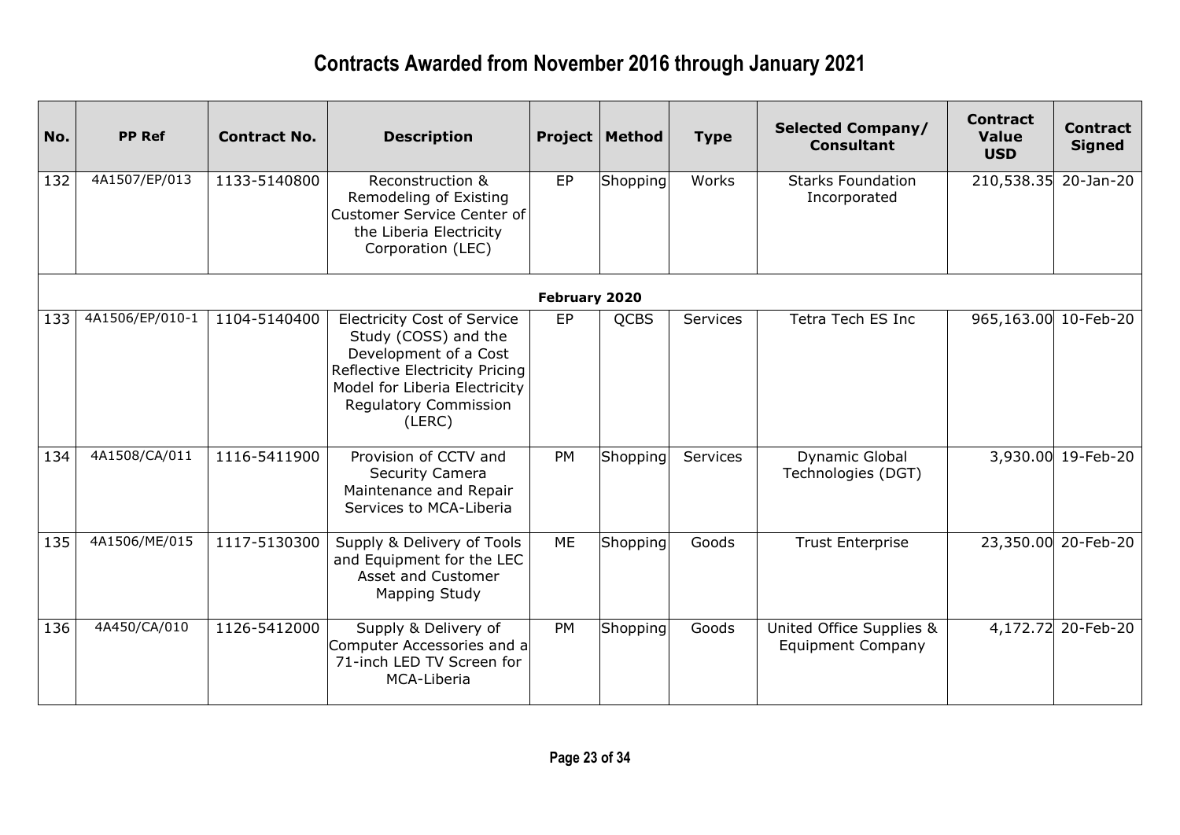# Contracts Awarded from November 2016 through January 2021

| No. | PP Ref | Contract No. | Description | Project | Method | Type | Selected Company/ Consultant | Contract Value USD | Contract Signed |
|---|---|---|---|---|---|---|---|---|---|
| 132 | 4A1507/EP/013 | 1133-5140800 | Reconstruction & Remodeling of Existing Customer Service Center of the Liberia Electricity Corporation (LEC) | EP | Shopping | Works | Starks Foundation Incorporated | 210,538.35 | 20-Jan-20 |
| | | | | **February 2020** | | | | | |
| 133 | 4A1506/EP/010-1 | 1104-5140400 | Electricity Cost of Service Study (COSS) and the Development of a Cost Reflective Electricity Pricing Model for Liberia Electricity Regulatory Commission (LERC) | EP | QCBS | Services | Tetra Tech ES Inc | 965,163.00 | 10-Feb-20 |
| 134 | 4A1508/CA/011 | 1116-5411900 | Provision of CCTV and Security Camera Maintenance and Repair Services to MCA-Liberia | PM | Shopping | Services | Dynamic Global Technologies (DGT) | 3,930.00 | 19-Feb-20 |
| 135 | 4A1506/ME/015 | 1117-5130300 | Supply & Delivery of Tools and Equipment for the LEC Asset and Customer Mapping Study | ME | Shopping | Goods | Trust Enterprise | 23,350.00 | 20-Feb-20 |
| 136 | 4A450/CA/010 | 1126-5412000 | Supply & Delivery of Computer Accessories and a 71-inch LED TV Screen for MCA-Liberia | PM | Shopping | Goods | United Office Supplies & Equipment Company | 4,172.72 | 20-Feb-20 |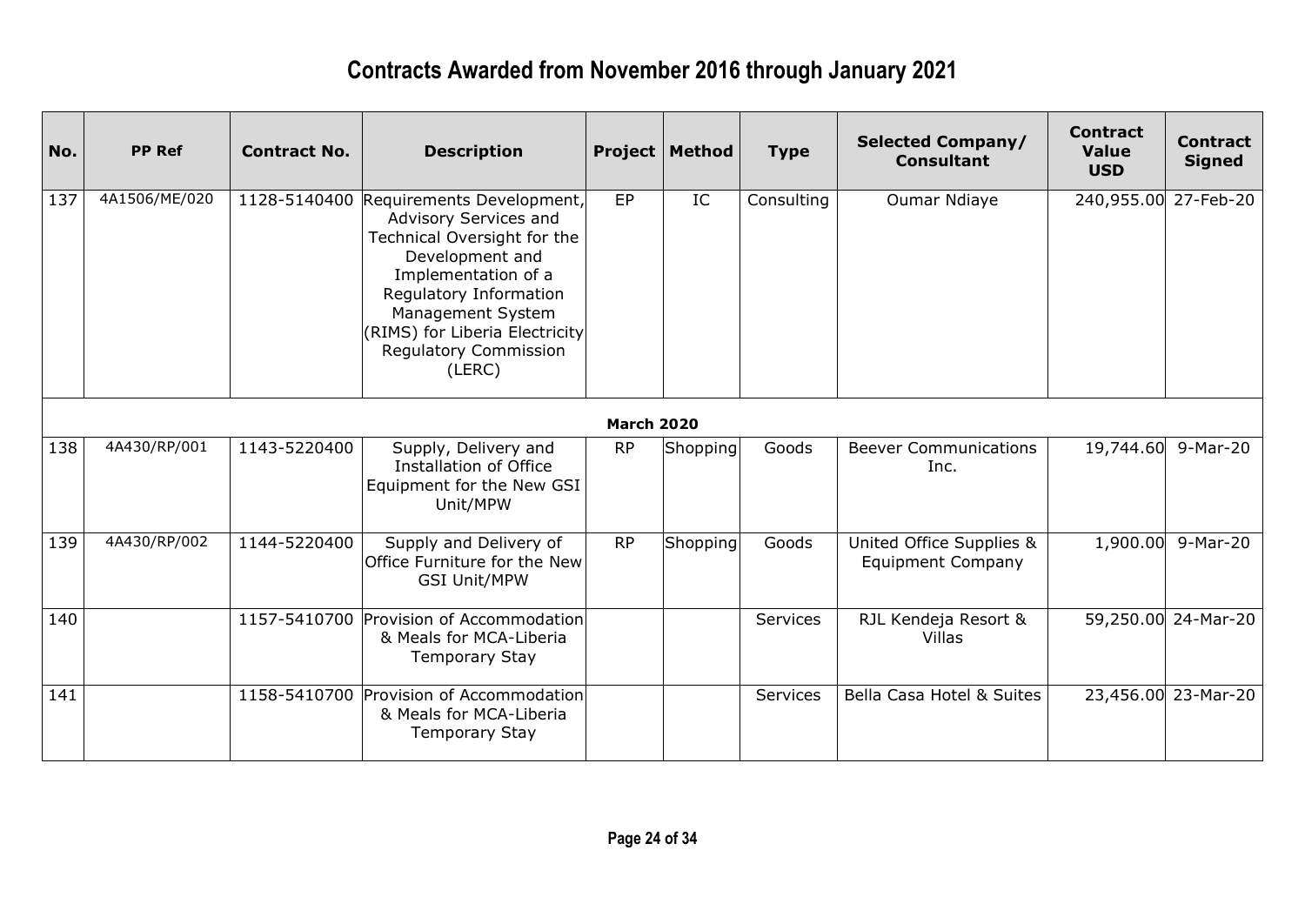# Contracts Awarded from November 2016 through January 2021

| No. | PP Ref | Contract No. | Description | Project | Method | Type | Selected Company/ Consultant | Contract Value USD | Contract Signed |
|---|---|---|---|---|---|---|---|---|---|
| 137 | 4A1506/ME/020 | 1128-5140400 | Requirements Development, Advisory Services and Technical Oversight for the Development and Implementation of a Regulatory Information Management System (RIMS) for Liberia Electricity Regulatory Commission (LERC) | EP | IC | Consulting | Oumar Ndiaye | 240,955.00 | 27-Feb-20 |
| | | | | **March 2020** | | | | | |
| 138 | 4A430/RP/001 | 1143-5220400 | Supply, Delivery and Installation of Office Equipment for the New GSI Unit/MPW | RP | Shopping | Goods | Beever Communications Inc. | 19,744.60 | 9-Mar-20 |
| 139 | 4A430/RP/002 | 1144-5220400 | Supply and Delivery of Office Furniture for the New GSI Unit/MPW | RP | Shopping | Goods | United Office Supplies & Equipment Company | 1,900.00 | 9-Mar-20 |
| 140 | | 1157-5410700 | Provision of Accommodation & Meals for MCA-Liberia Temporary Stay | | | Services | RJL Kendeja Resort & Villas | 59,250.00 | 24-Mar-20 |
| 141 | | 1158-5410700 | Provision of Accommodation & Meals for MCA-Liberia Temporary Stay | | | Services | Bella Casa Hotel & Suites | 23,456.00 | 23-Mar-20 |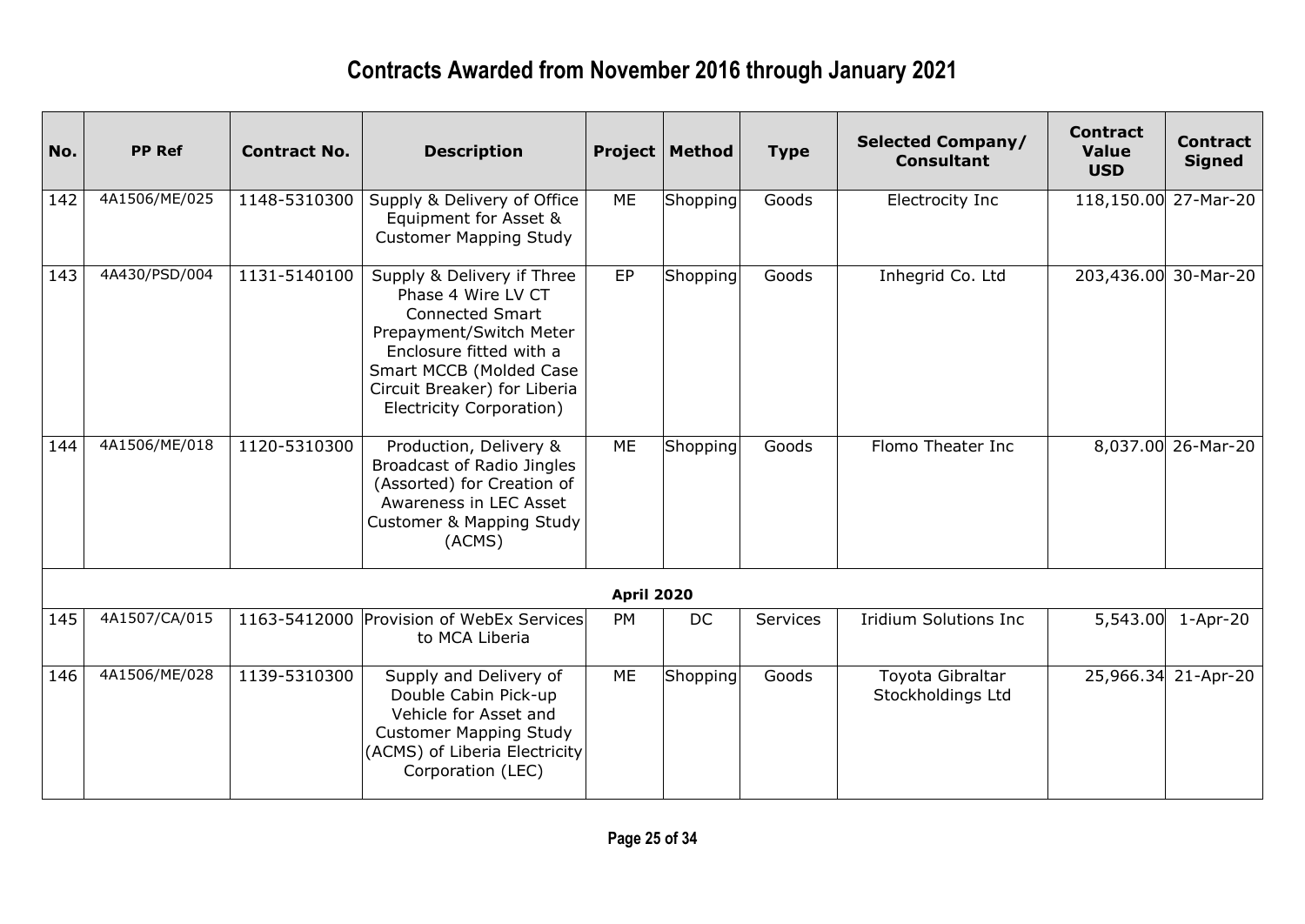# Contracts Awarded from November 2016 through January 2021

| No. | PP Ref | Contract No. | Description | Project | Method | Type | Selected Company/ Consultant | Contract Value USD | Contract Signed |
|---|---|---|---|---|---|---|---|---|---|
| 142 | 4A1506/ME/025 | 1148-5310300 | Supply & Delivery of Office Equipment for Asset & Customer Mapping Study | ME | Shopping | Goods | Electrocity Inc | 118,150.00 | 27-Mar-20 |
| 143 | 4A430/PSD/004 | 1131-5140100 | Supply & Delivery if Three Phase 4 Wire LV CT Connected Smart Prepayment/Switch Meter Enclosure fitted with a Smart MCCB (Molded Case Circuit Breaker) for Liberia Electricity Corporation) | EP | Shopping | Goods | Inhegrid Co. Ltd | 203,436.00 | 30-Mar-20 |
| 144 | 4A1506/ME/018 | 1120-5310300 | Production, Delivery & Broadcast of Radio Jingles (Assorted) for Creation of Awareness in LEC Asset Customer & Mapping Study (ACMS) | ME | Shopping | Goods | Flomo Theater Inc | 8,037.00 | 26-Mar-20 |
| | | | | **April 2020** | | | | | |
| 145 | 4A1507/CA/015 | 1163-5412000 | Provision of WebEx Services to MCA Liberia | PM | DC | Services | Iridium Solutions Inc | 5,543.00 | 1-Apr-20 |
| 146 | 4A1506/ME/028 | 1139-5310300 | Supply and Delivery of Double Cabin Pick-up Vehicle for Asset and Customer Mapping Study (ACMS) of Liberia Electricity Corporation (LEC) | ME | Shopping | Goods | Toyota Gibraltar Stockholdings Ltd | 25,966.34 | 21-Apr-20 |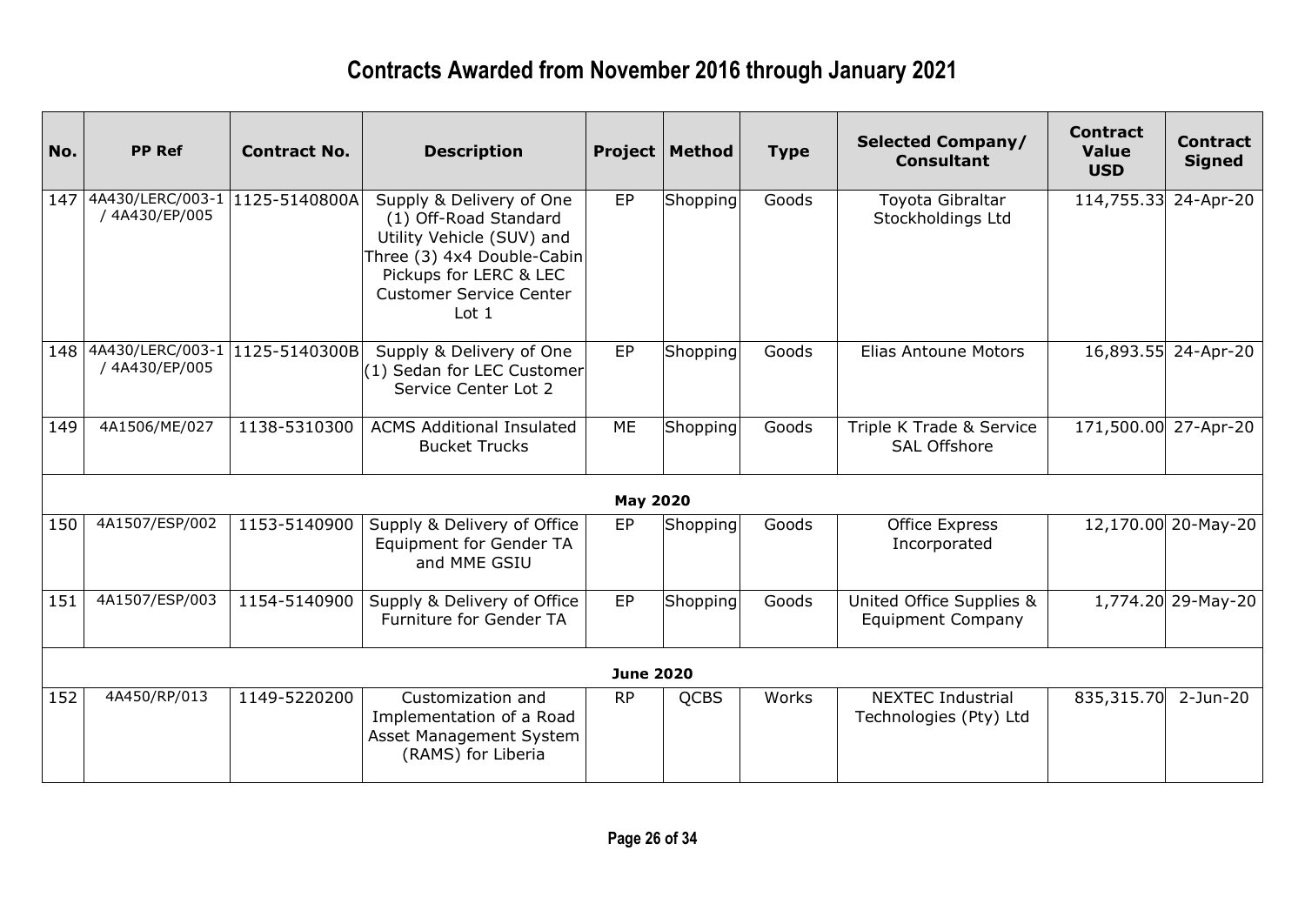# Contracts Awarded from November 2016 through January 2021

| No. | PP Ref | Contract No. | Description | Project | Method | Type | Selected Company/ Consultant | Contract Value USD | Contract Signed |
|---|---|---|---|---|---|---|---|---|---|
| 147 | 4A430/LERC/003-1 / 4A430/EP/005 | 1125-5140800A | Supply & Delivery of One (1) Off-Road Standard Utility Vehicle (SUV) and Three (3) 4x4 Double-Cabin Pickups for LERC & LEC Customer Service Center Lot 1 | EP | Shopping | Goods | Toyota Gibraltar Stockholdings Ltd | 114,755.33 | 24-Apr-20 |
| 148 | 4A430/LERC/003-1 / 4A430/EP/005 | 1125-5140300B | Supply & Delivery of One (1) Sedan for LEC Customer Service Center Lot 2 | EP | Shopping | Goods | Elias Antoune Motors | 16,893.55 | 24-Apr-20 |
| 149 | 4A1506/ME/027 | 1138-5310300 | ACMS Additional Insulated Bucket Trucks | ME | Shopping | Goods | Triple K Trade & Service SAL Offshore | 171,500.00 | 27-Apr-20 |
| | | | | **May 2020** | | | | | |
| 150 | 4A1507/ESP/002 | 1153-5140900 | Supply & Delivery of Office Equipment for Gender TA and MME GSIU | EP | Shopping | Goods | Office Express Incorporated | 12,170.00 | 20-May-20 |
| 151 | 4A1507/ESP/003 | 1154-5140900 | Supply & Delivery of Office Furniture for Gender TA | EP | Shopping | Goods | United Office Supplies & Equipment Company | 1,774.20 | 29-May-20 |
| | | | | **June 2020** | | | | | |
| 152 | 4A450/RP/013 | 1149-5220200 | Customization and Implementation of a Road Asset Management System (RAMS) for Liberia | RP | QCBS | Works | NEXTEC Industrial Technologies (Pty) Ltd | 835,315.70 | 2-Jun-20 |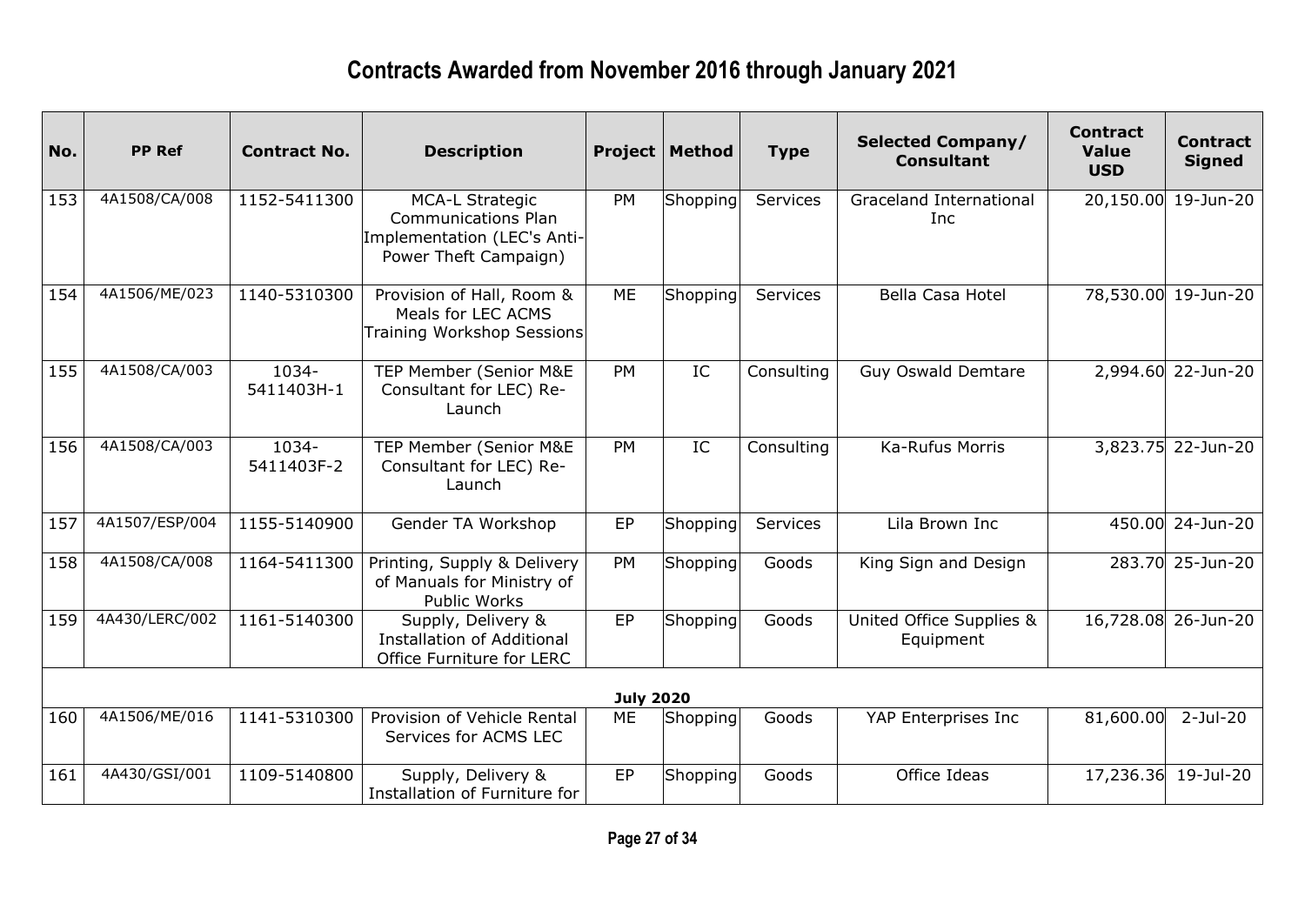# Contracts Awarded from November 2016 through January 2021

| No. | PP Ref | Contract No. | Description | Project | Method | Type | Selected Company/ Consultant | Contract Value USD | Contract Signed |
|---|---|---|---|---|---|---|---|---|---|
| 153 | 4A1508/CA/008 | 1152-5411300 | MCA-L Strategic Communications Plan Implementation (LEC's Anti-Power Theft Campaign) | PM | Shopping | Services | Graceland International Inc | 20,150.00 | 19-Jun-20 |
| 154 | 4A1506/ME/023 | 1140-5310300 | Provision of Hall, Room & Meals for LEC ACMS Training Workshop Sessions | ME | Shopping | Services | Bella Casa Hotel | 78,530.00 | 19-Jun-20 |
| 155 | 4A1508/CA/003 | 1034-5411403H-1 | TEP Member (Senior M&E Consultant for LEC) Re-Launch | PM | IC | Consulting | Guy Oswald Demtare | 2,994.60 | 22-Jun-20 |
| 156 | 4A1508/CA/003 | 1034-5411403F-2 | TEP Member (Senior M&E Consultant for LEC) Re-Launch | PM | IC | Consulting | Ka-Rufus Morris | 3,823.75 | 22-Jun-20 |
| 157 | 4A1507/ESP/004 | 1155-5140900 | Gender TA Workshop | EP | Shopping | Services | Lila Brown Inc | 450.00 | 24-Jun-20 |
| 158 | 4A1508/CA/008 | 1164-5411300 | Printing, Supply & Delivery of Manuals for Ministry of Public Works | PM | Shopping | Goods | King Sign and Design | 283.70 | 25-Jun-20 |
| 159 | 4A430/LERC/002 | 1161-5140300 | Supply, Delivery & Installation of Additional Office Furniture for LERC | EP | Shopping | Goods | United Office Supplies & Equipment | 16,728.08 | 26-Jun-20 |
| **July 2020** | | | | | | | | | |
| 160 | 4A1506/ME/016 | 1141-5310300 | Provision of Vehicle Rental Services for ACMS LEC | ME | Shopping | Goods | YAP Enterprises Inc | 81,600.00 | 2-Jul-20 |
| 161 | 4A430/GSI/001 | 1109-5140800 | Supply, Delivery & Installation of Furniture for | EP | Shopping | Goods | Office Ideas | 17,236.36 | 19-Jul-20 |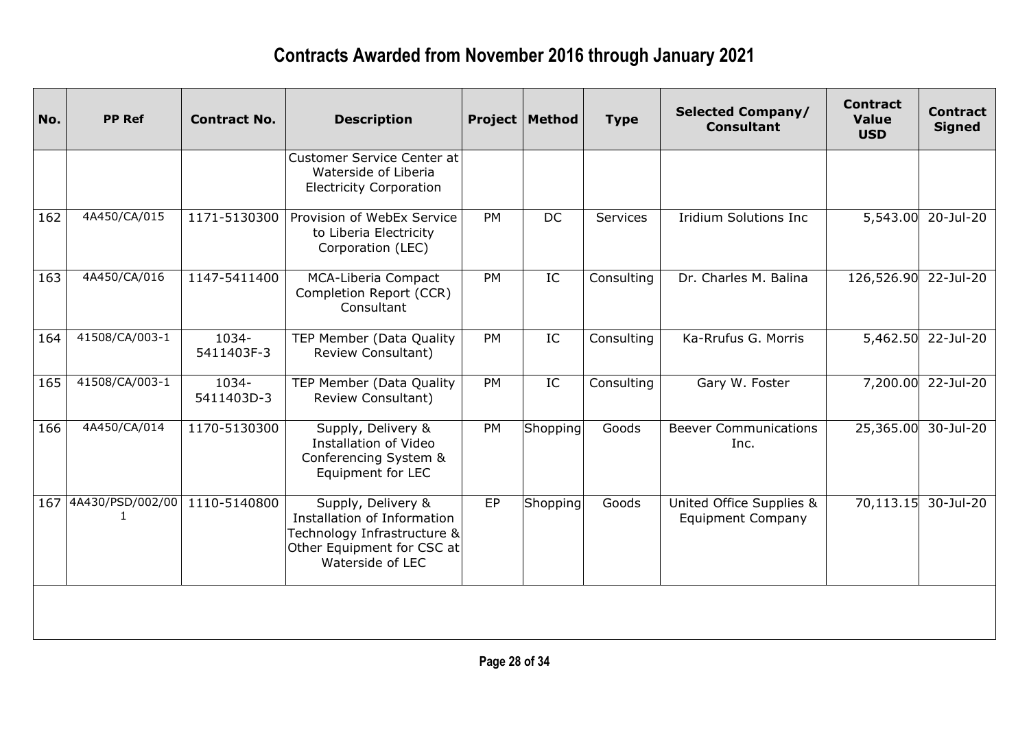# Contracts Awarded from November 2016 through January 2021

| No. | PP Ref | Contract No. | Description | Project | Method | Type | Selected Company/ Consultant | Contract Value USD | Contract Signed |
|---|---|---|---|---|---|---|---|---|---|
| | | | Customer Service Center at Waterside of Liberia Electricity Corporation | | | | | | |
| 162 | 4A450/CA/015 | 1171-5130300 | Provision of WebEx Service to Liberia Electricity Corporation (LEC) | PM | DC | Services | Iridium Solutions Inc | 5,543.00 | 20-Jul-20 |
| 163 | 4A450/CA/016 | 1147-5411400 | MCA-Liberia Compact Completion Report (CCR) Consultant | PM | IC | Consulting | Dr. Charles M. Balina | 126,526.90 | 22-Jul-20 |
| 164 | 41508/CA/003-1 | 1034-5411403F-3 | TEP Member (Data Quality Review Consultant) | PM | IC | Consulting | Ka-Rrufus G. Morris | 5,462.50 | 22-Jul-20 |
| 165 | 41508/CA/003-1 | 1034-5411403D-3 | TEP Member (Data Quality Review Consultant) | PM | IC | Consulting | Gary W. Foster | 7,200.00 | 22-Jul-20 |
| 166 | 4A450/CA/014 | 1170-5130300 | Supply, Delivery & Installation of Video Conferencing System & Equipment for LEC | PM | Shopping | Goods | Beever Communications Inc. | 25,365.00 | 30-Jul-20 |
| 167 | 4A430/PSD/002/001 | 1110-5140800 | Supply, Delivery & Installation of Information Technology Infrastructure & Other Equipment for CSC at Waterside of LEC | EP | Shopping | Goods | United Office Supplies & Equipment Company | 70,113.15 | 30-Jul-20 |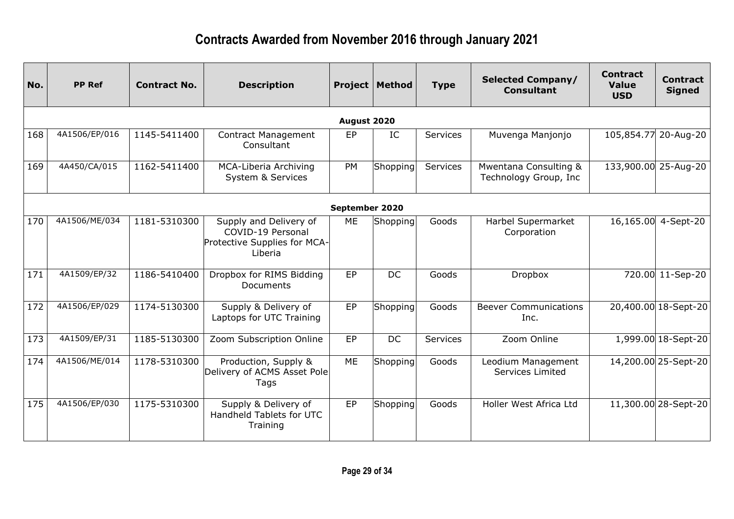# Contracts Awarded from November 2016 through January 2021

| No. | PP Ref | Contract No. | Description | Project | Method | Type | Selected Company/ Consultant | Contract Value USD | Contract Signed |
|---|---|---|---|---|---|---|---|---|---|
| | | | | **August 2020** | | | | | |
| 168 | 4A1506/EP/016 | 1145-5411400 | Contract Management Consultant | EP | IC | Services | Muvenga Manjonjo | 105,854.77 | 20-Aug-20 |
| 169 | 4A450/CA/015 | 1162-5411400 | MCA-Liberia Archiving System & Services | PM | Shopping | Services | Mwentana Consulting & Technology Group, Inc | 133,900.00 | 25-Aug-20 |
| | | | | **September 2020** | | | | | |
| 170 | 4A1506/ME/034 | 1181-5310300 | Supply and Delivery of COVID-19 Personal Protective Supplies for MCA-Liberia | ME | Shopping | Goods | Harbel Supermarket Corporation | 16,165.00 | 4-Sept-20 |
| 171 | 4A1509/EP/32 | 1186-5410400 | Dropbox for RIMS Bidding Documents | EP | DC | Goods | Dropbox | 720.00 | 11-Sep-20 |
| 172 | 4A1506/EP/029 | 1174-5130300 | Supply & Delivery of Laptops for UTC Training | EP | Shopping | Goods | Beever Communications Inc. | 20,400.00 | 18-Sept-20 |
| 173 | 4A1509/EP/31 | 1185-5130300 | Zoom Subscription Online | EP | DC | Services | Zoom Online | 1,999.00 | 18-Sept-20 |
| 174 | 4A1506/ME/014 | 1178-5310300 | Production, Supply & Delivery of ACMS Asset Pole Tags | ME | Shopping | Goods | Leodium Management Services Limited | 14,200.00 | 25-Sept-20 |
| 175 | 4A1506/EP/030 | 1175-5310300 | Supply & Delivery of Handheld Tablets for UTC Training | EP | Shopping | Goods | Holler West Africa Ltd | 11,300.00 | 28-Sept-20 |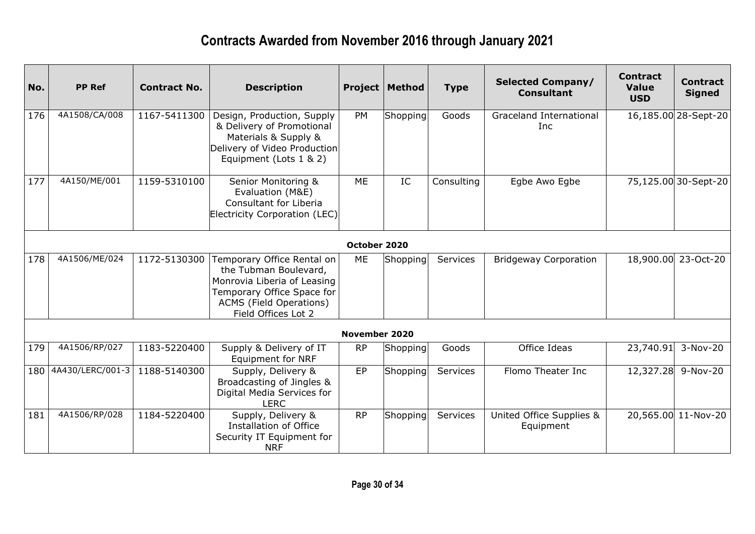# Contracts Awarded from November 2016 through January 2021

| No. | PP Ref | Contract No. | Description | Project | Method | Type | Selected Company/ Consultant | Contract Value USD | Contract Signed |
|---|---|---|---|---|---|---|---|---|---|
| 176 | 4A1508/CA/008 | 1167-5411300 | Design, Production, Supply & Delivery of Promotional Materials & Supply & Delivery of Video Production Equipment (Lots 1 & 2) | PM | Shopping | Goods | Graceland International Inc | 16,185.00 | 28-Sept-20 |
| 177 | 4A150/ME/001 | 1159-5310100 | Senior Monitoring & Evaluation (M&E) Consultant for Liberia Electricity Corporation (LEC) | ME | IC | Consulting | Egbe Awo Egbe | 75,125.00 | 30-Sept-20 |
| | | | | **October 2020** | | | | | |
| 178 | 4A1506/ME/024 | 1172-5130300 | Temporary Office Rental on the Tubman Boulevard, Monrovia Liberia of Leasing Temporary Office Space for ACMS (Field Operations) Field Offices Lot 2 | ME | Shopping | Services | Bridgeway Corporation | 18,900.00 | 23-Oct-20 |
| | | | | **November 2020** | | | | | |
| 179 | 4A1506/RP/027 | 1183-5220400 | Supply & Delivery of IT Equipment for NRF | RP | Shopping | Goods | Office Ideas | 23,740.91 | 3-Nov-20 |
| 180 | 4A430/LERC/001-3 | 1188-5140300 | Supply, Delivery & Broadcasting of Jingles & Digital Media Services for LERC | EP | Shopping | Services | Flomo Theater Inc | 12,327.28 | 9-Nov-20 |
| 181 | 4A1506/RP/028 | 1184-5220400 | Supply, Delivery & Installation of Office Security IT Equipment for NRF | RP | Shopping | Services | United Office Supplies & Equipment | 20,565.00 | 11-Nov-20 |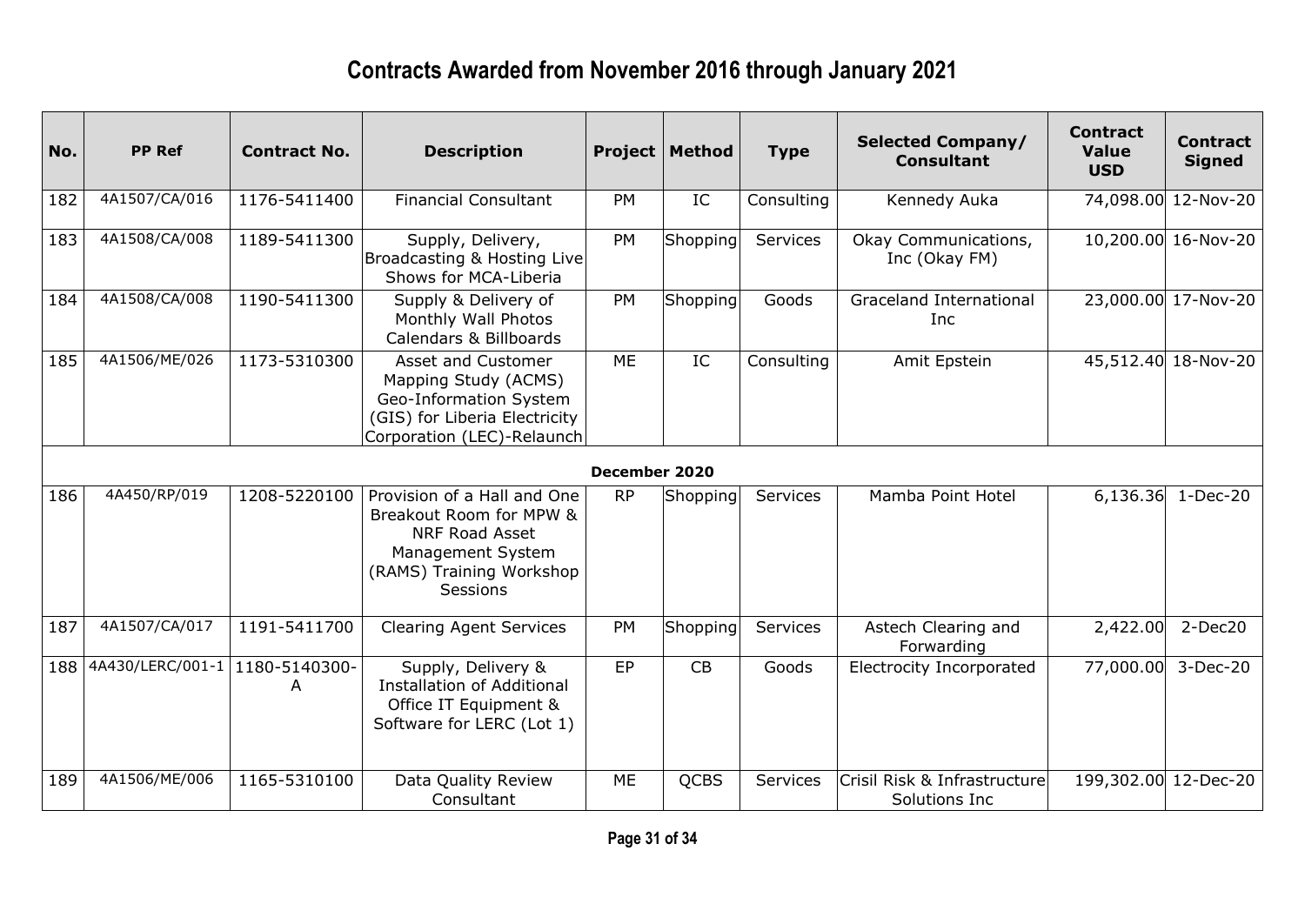# Contracts Awarded from November 2016 through January 2021

| No. | PP Ref | Contract No. | Description | Project | Method | Type | Selected Company/ Consultant | Contract Value USD | Contract Signed |
|---|---|---|---|---|---|---|---|---|---|
| 182 | 4A1507/CA/016 | 1176-5411400 | Financial Consultant | PM | IC | Consulting | Kennedy Auka | 74,098.00 | 12-Nov-20 |
| 183 | 4A1508/CA/008 | 1189-5411300 | Supply, Delivery, Broadcasting & Hosting Live Shows for MCA-Liberia | PM | Shopping | Services | Okay Communications, Inc (Okay FM) | 10,200.00 | 16-Nov-20 |
| 184 | 4A1508/CA/008 | 1190-5411300 | Supply & Delivery of Monthly Wall Photos Calendars & Billboards | PM | Shopping | Goods | Graceland International Inc | 23,000.00 | 17-Nov-20 |
| 185 | 4A1506/ME/026 | 1173-5310300 | Asset and Customer Mapping Study (ACMS) Geo-Information System (GIS) for Liberia Electricity Corporation (LEC)-Relaunch | ME | IC | Consulting | Amit Epstein | 45,512.40 | 18-Nov-20 |
| | | | | **December 2020** | | | | | |
| 186 | 4A450/RP/019 | 1208-5220100 | Provision of a Hall and One Breakout Room for MPW & NRF Road Asset Management System (RAMS) Training Workshop Sessions | RP | Shopping | Services | Mamba Point Hotel | 6,136.36 | 1-Dec-20 |
| 187 | 4A1507/CA/017 | 1191-5411700 | Clearing Agent Services | PM | Shopping | Services | Astech Clearing and Forwarding | 2,422.00 | 2-Dec20 |
| 188 | 4A430/LERC/001-1 | 1180-5140300-A | Supply, Delivery & Installation of Additional Office IT Equipment & Software for LERC (Lot 1) | EP | CB | Goods | Electrocity Incorporated | 77,000.00 | 3-Dec-20 |
| 189 | 4A1506/ME/006 | 1165-5310100 | Data Quality Review Consultant | ME | QCBS | Services | Crisil Risk & Infrastructure Solutions Inc | 199,302.00 | 12-Dec-20 |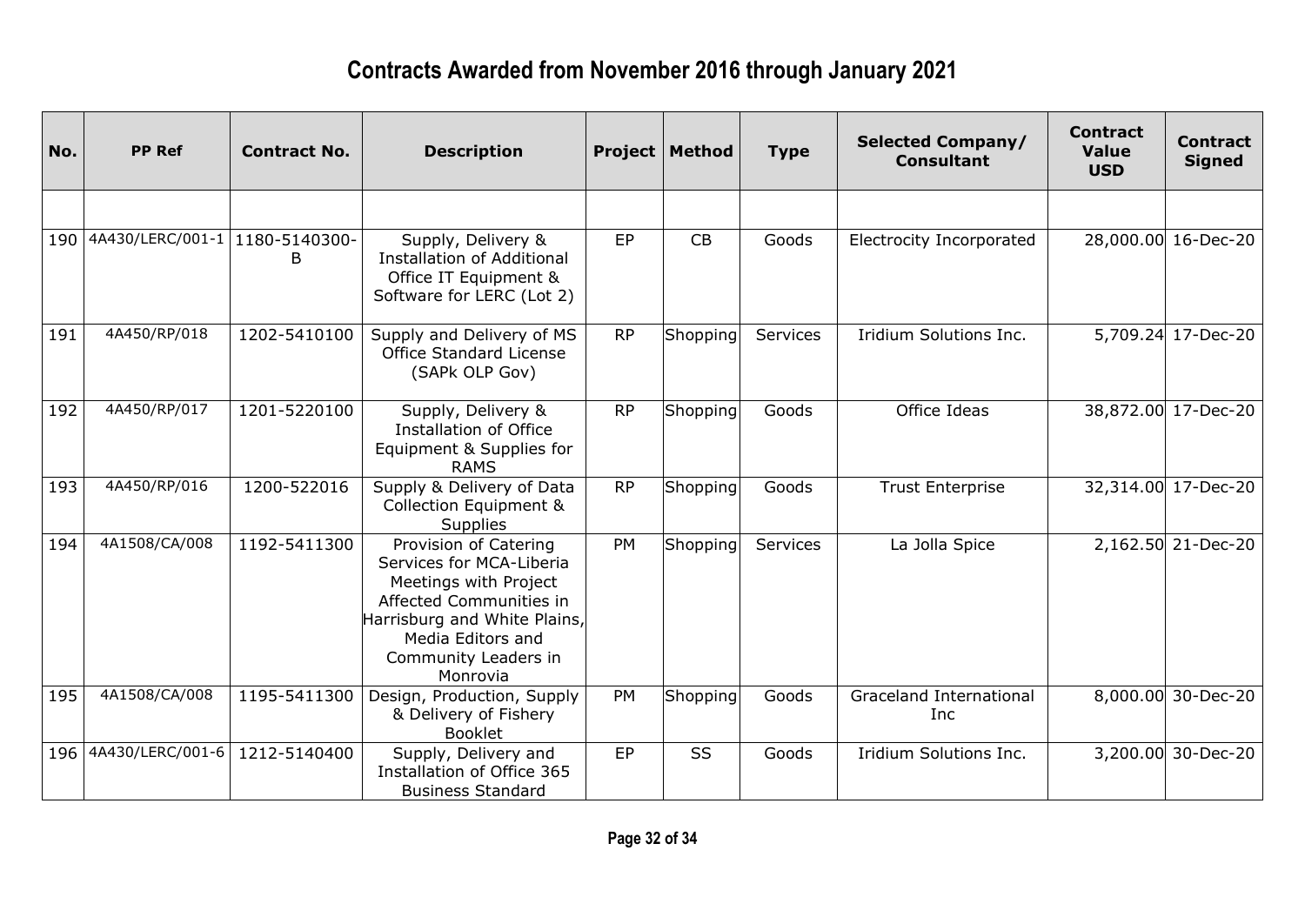# Contracts Awarded from November 2016 through January 2021

| No. | PP Ref | Contract No. | Description | Project | Method | Type | Selected Company/ Consultant | Contract Value USD | Contract Signed |
|---|---|---|---|---|---|---|---|---|---|
| | | | | | | | | | |
| 190 | 4A430/LERC/001-1 | 1180-5140300-B | Supply, Delivery & Installation of Additional Office IT Equipment & Software for LERC (Lot 2) | EP | CB | Goods | Electrocity Incorporated | 28,000.00 | 16-Dec-20 |
| 191 | 4A450/RP/018 | 1202-5410100 | Supply and Delivery of MS Office Standard License (SAPk OLP Gov) | RP | Shopping | Services | Iridium Solutions Inc. | 5,709.24 | 17-Dec-20 |
| 192 | 4A450/RP/017 | 1201-5220100 | Supply, Delivery & Installation of Office Equipment & Supplies for RAMS | RP | Shopping | Goods | Office Ideas | 38,872.00 | 17-Dec-20 |
| 193 | 4A450/RP/016 | 1200-522016 | Supply & Delivery of Data Collection Equipment & Supplies | RP | Shopping | Goods | Trust Enterprise | 32,314.00 | 17-Dec-20 |
| 194 | 4A1508/CA/008 | 1192-5411300 | Provision of Catering Services for MCA-Liberia Meetings with Project Affected Communities in Harrisburg and White Plains, Media Editors and Community Leaders in Monrovia | PM | Shopping | Services | La Jolla Spice | 2,162.50 | 21-Dec-20 |
| 195 | 4A1508/CA/008 | 1195-5411300 | Design, Production, Supply & Delivery of Fishery Booklet | PM | Shopping | Goods | Graceland International Inc | 8,000.00 | 30-Dec-20 |
| 196 | 4A430/LERC/001-6 | 1212-5140400 | Supply, Delivery and Installation of Office 365 Business Standard | EP | SS | Goods | Iridium Solutions Inc. | 3,200.00 | 30-Dec-20 |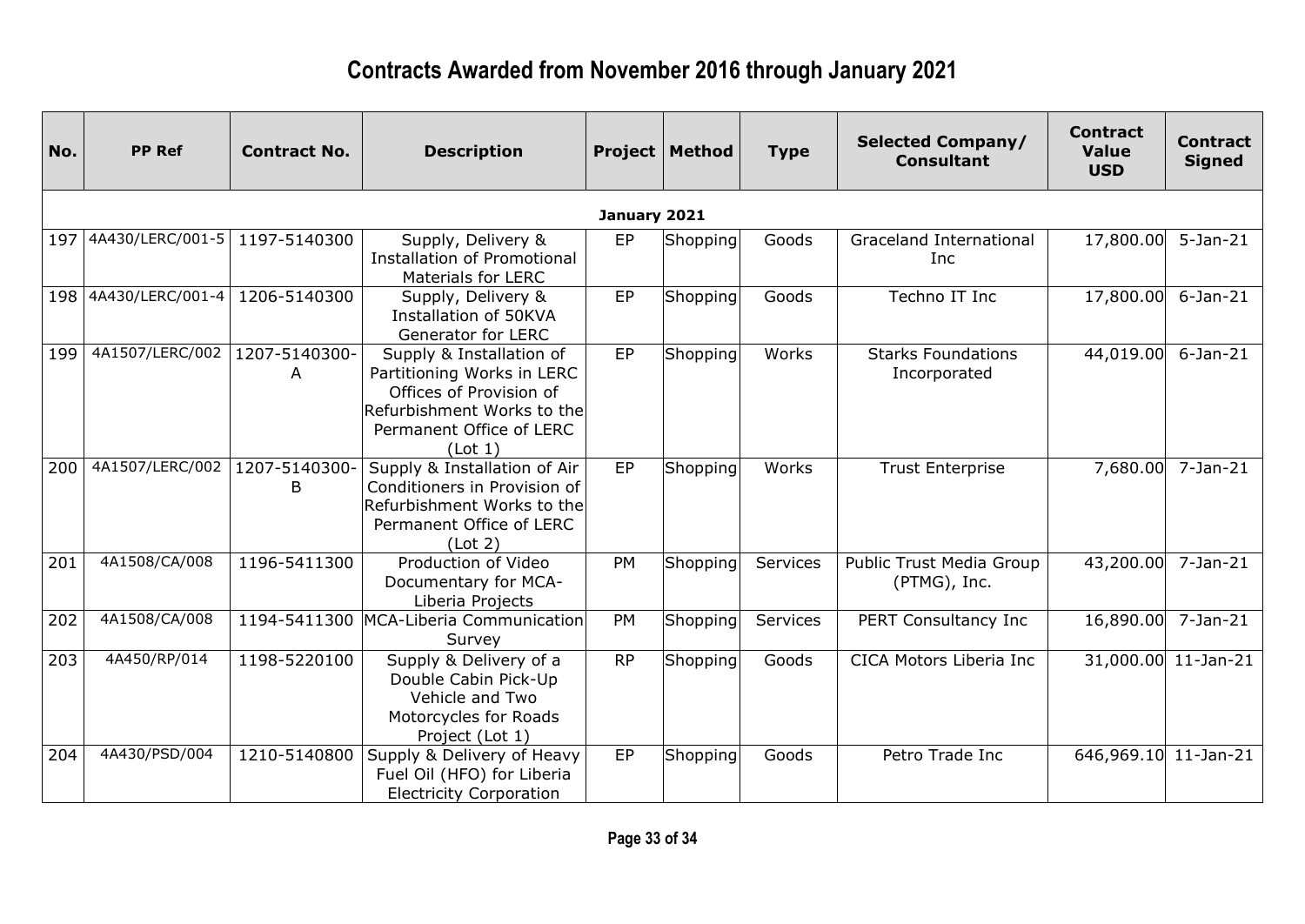# Contracts Awarded from November 2016 through January 2021

| No. | PP Ref | Contract No. | Description | Project | Method | Type | Selected Company/ Consultant | Contract Value USD | Contract Signed |
|---|---|---|---|---|---|---|---|---|---|
| | | | | January 2021 | | | | | |
| 197 | 4A430/LERC/001-5 | 1197-5140300 | Supply, Delivery & Installation of Promotional Materials for LERC | EP | Shopping | Goods | Graceland International Inc | 17,800.00 | 5-Jan-21 |
| 198 | 4A430/LERC/001-4 | 1206-5140300 | Supply, Delivery & Installation of 50KVA Generator for LERC | EP | Shopping | Goods | Techno IT Inc | 17,800.00 | 6-Jan-21 |
| 199 | 4A1507/LERC/002 | 1207-5140300-A | Supply & Installation of Partitioning Works in LERC Offices of Provision of Refurbishment Works to the Permanent Office of LERC (Lot 1) | EP | Shopping | Works | Starks Foundations Incorporated | 44,019.00 | 6-Jan-21 |
| 200 | 4A1507/LERC/002 | 1207-5140300-B | Supply & Installation of Air Conditioners in Provision of Refurbishment Works to the Permanent Office of LERC (Lot 2) | EP | Shopping | Works | Trust Enterprise | 7,680.00 | 7-Jan-21 |
| 201 | 4A1508/CA/008 | 1196-5411300 | Production of Video Documentary for MCA-Liberia Projects | PM | Shopping | Services | Public Trust Media Group (PTMG), Inc. | 43,200.00 | 7-Jan-21 |
| 202 | 4A1508/CA/008 | 1194-5411300 | MCA-Liberia Communication Survey | PM | Shopping | Services | PERT Consultancy Inc | 16,890.00 | 7-Jan-21 |
| 203 | 4A450/RP/014 | 1198-5220100 | Supply & Delivery of a Double Cabin Pick-Up Vehicle and Two Motorcycles for Roads Project (Lot 1) | RP | Shopping | Goods | CICA Motors Liberia Inc | 31,000.00 | 11-Jan-21 |
| 204 | 4A430/PSD/004 | 1210-5140800 | Supply & Delivery of Heavy Fuel Oil (HFO) for Liberia Electricity Corporation | EP | Shopping | Goods | Petro Trade Inc | 646,969.10 | 11-Jan-21 |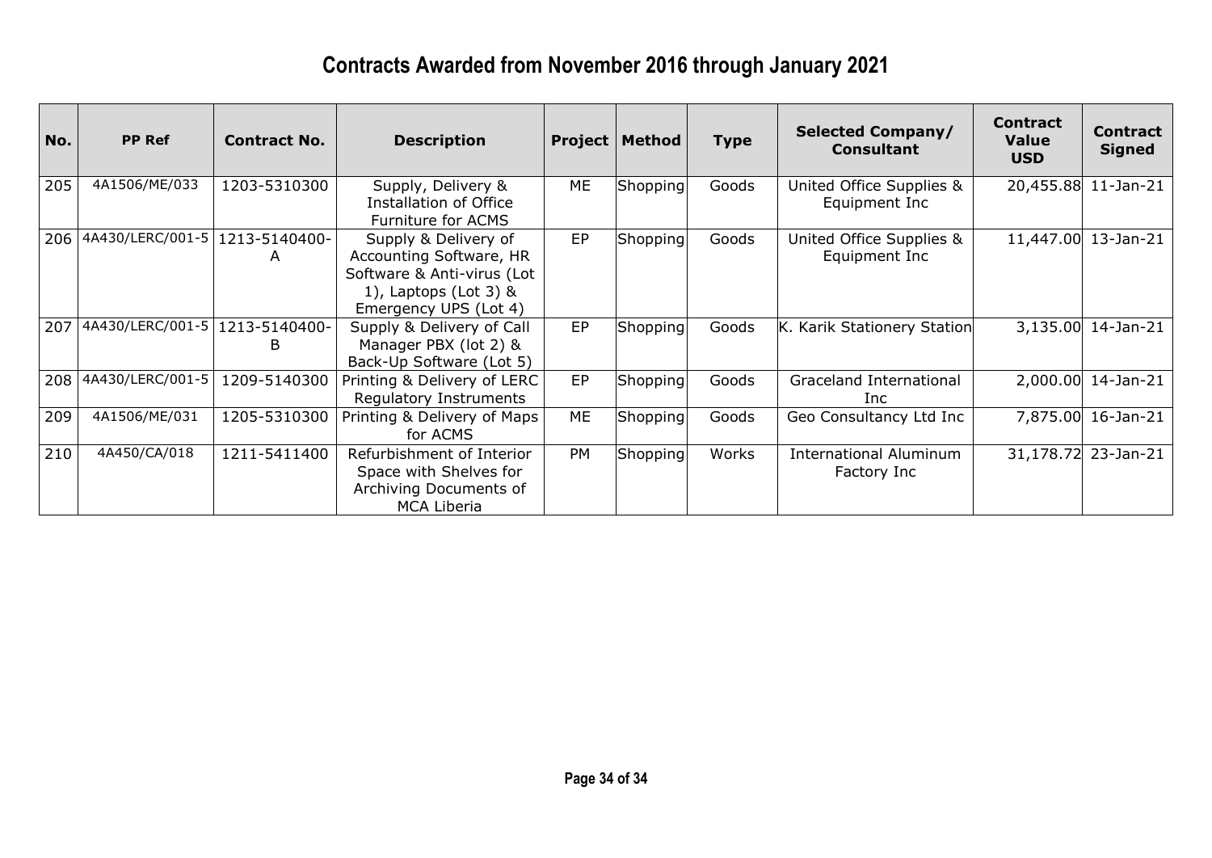# Contracts Awarded from November 2016 through January 2021

| No. | PP Ref | Contract No. | Description | Project | Method | Type | Selected Company/ Consultant | Contract Value USD | Contract Signed |
|---|---|---|---|---|---|---|---|---|---|
| 205 | 4A1506/ME/033 | 1203-5310300 | Supply, Delivery & Installation of Office Furniture for ACMS | ME | Shopping | Goods | United Office Supplies & Equipment Inc | 20,455.88 | 11-Jan-21 |
| 206 | 4A430/LERC/001-5 | 1213-5140400-A | Supply & Delivery of Accounting Software, HR Software & Anti-virus (Lot 1), Laptops (Lot 3) & Emergency UPS (Lot 4) | EP | Shopping | Goods | United Office Supplies & Equipment Inc | 11,447.00 | 13-Jan-21 |
| 207 | 4A430/LERC/001-5 | 1213-5140400-B | Supply & Delivery of Call Manager PBX (lot 2) & Back-Up Software (Lot 5) | EP | Shopping | Goods | K. Karik Stationery Station | 3,135.00 | 14-Jan-21 |
| 208 | 4A430/LERC/001-5 | 1209-5140300 | Printing & Delivery of LERC Regulatory Instruments | EP | Shopping | Goods | Graceland International Inc | 2,000.00 | 14-Jan-21 |
| 209 | 4A1506/ME/031 | 1205-5310300 | Printing & Delivery of Maps for ACMS | ME | Shopping | Goods | Geo Consultancy Ltd Inc | 7,875.00 | 16-Jan-21 |
| 210 | 4A450/CA/018 | 1211-5411400 | Refurbishment of Interior Space with Shelves for Archiving Documents of MCA Liberia | PM | Shopping | Works | International Aluminum Factory Inc | 31,178.72 | 23-Jan-21 |